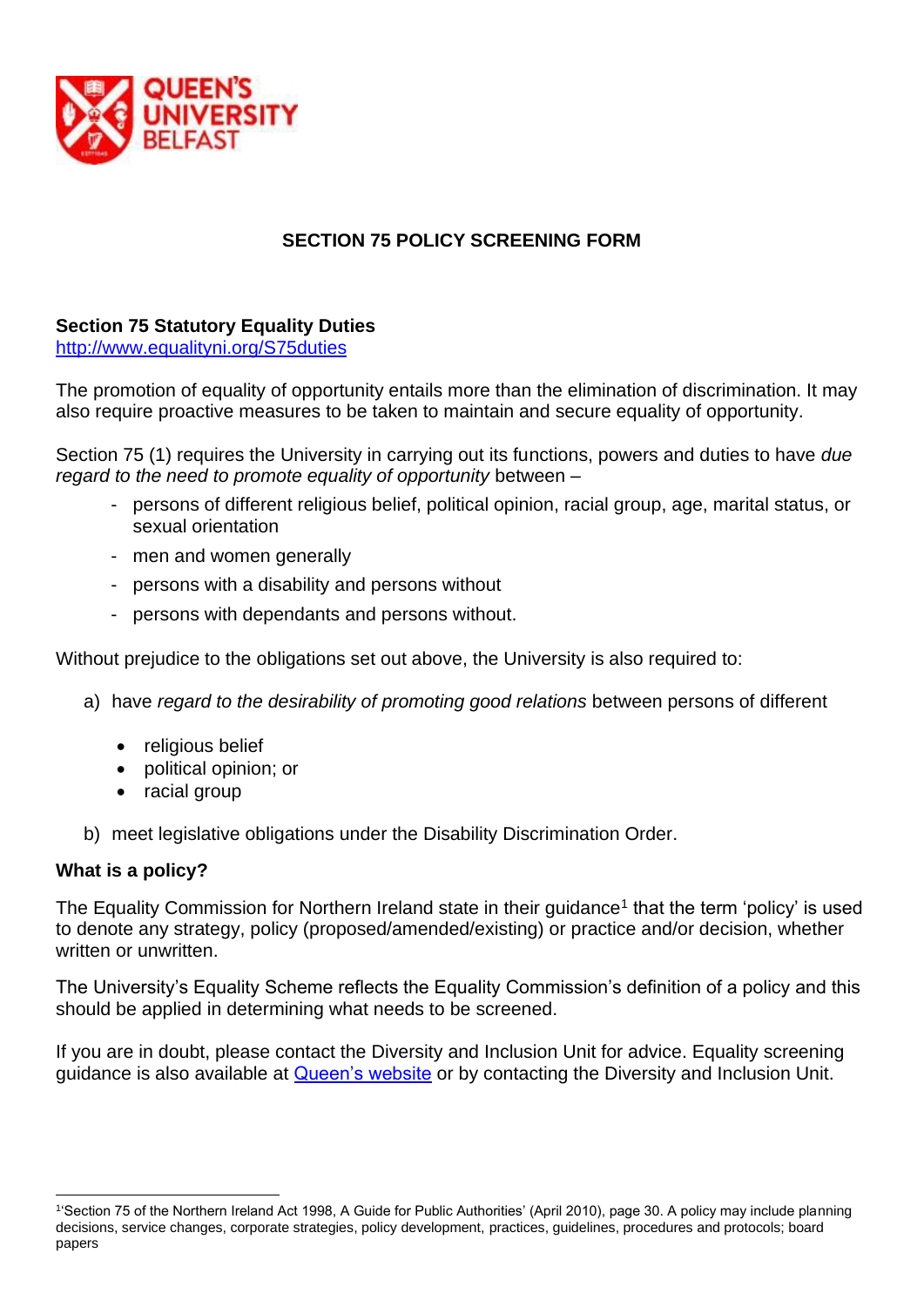# SECTION 75 POLICY SCREENING FORM

**Section 75 Statutory Equality Duties**
[http://www.equalityni.org/S75duties](http://www.equalityni.org/S75duties)

The promotion of equality of opportunity entails more than the elimination of discrimination. It may also require proactive measures to be taken to maintain and secure equality of opportunity.

Section 75 (1) requires the University in carrying out its functions, powers and duties to have *due regard to the need to promote equality of opportunity* between –

- persons of different religious belief, political opinion, racial group, age, marital status, or sexual orientation
- men and women generally
- persons with a disability and persons without
- persons with dependants and persons without.

Without prejudice to the obligations set out above, the University is also required to:

a) have *regard to the desirability of promoting good relations* between persons of different

- religious belief
- political opinion; or
- racial group

b) meet legislative obligations under the Disability Discrimination Order.

**What is a policy?**

The Equality Commission for Northern Ireland state in their guidance[1] that the term 'policy' is used to denote any strategy, policy (proposed/amended/existing) or practice and/or decision, whether written or unwritten.

The University's Equality Scheme reflects the Equality Commission's definition of a policy and this should be applied in determining what needs to be screened.

If you are in doubt, please contact the Diversity and Inclusion Unit for advice. Equality screening guidance is also available at [Queen's website]() or by contacting the Diversity and Inclusion Unit.

---

[1] 'Section 75 of the Northern Ireland Act 1998, A Guide for Public Authorities' (April 2010), page 30. A policy may include planning decisions, service changes, corporate strategies, policy development, practices, guidelines, procedures and protocols; board papers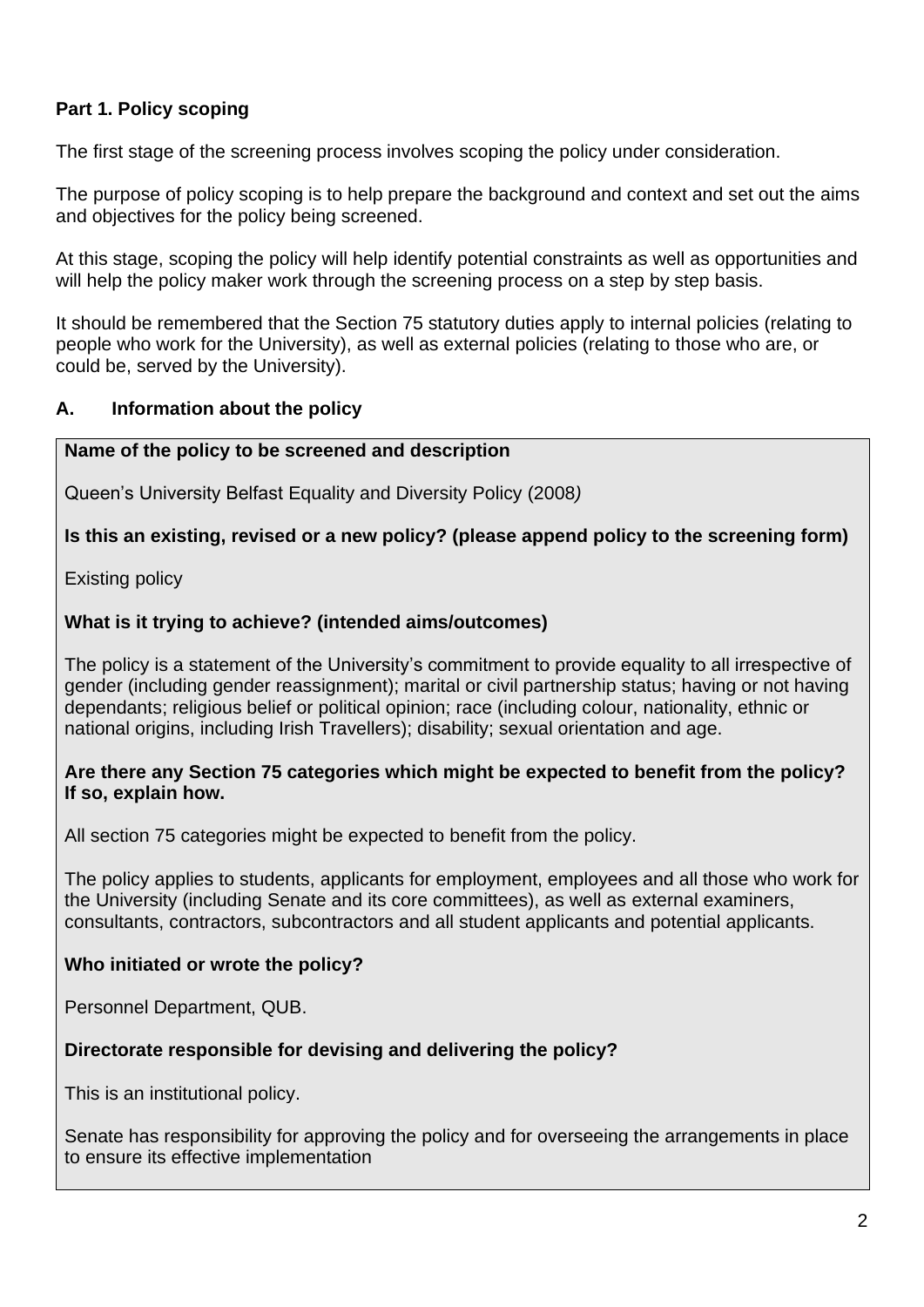## Part 1. Policy scoping

The first stage of the screening process involves scoping the policy under consideration.

The purpose of policy scoping is to help prepare the background and context and set out the aims and objectives for the policy being screened.

At this stage, scoping the policy will help identify potential constraints as well as opportunities and will help the policy maker work through the screening process on a step by step basis.

It should be remembered that the Section 75 statutory duties apply to internal policies (relating to people who work for the University), as well as external policies (relating to those who are, or could be, served by the University).

### A. Information about the policy

**Name of the policy to be screened and description**

Queen's University Belfast Equality and Diversity Policy (2008*)*

**Is this an existing, revised or a new policy? (please append policy to the screening form)**

Existing policy

**What is it trying to achieve? (intended aims/outcomes)**

The policy is a statement of the University's commitment to provide equality to all irrespective of gender (including gender reassignment); marital or civil partnership status; having or not having dependants; religious belief or political opinion; race (including colour, nationality, ethnic or national origins, including Irish Travellers); disability; sexual orientation and age.

**Are there any Section 75 categories which might be expected to benefit from the policy? If so, explain how.**

All section 75 categories might be expected to benefit from the policy.

The policy applies to students, applicants for employment, employees and all those who work for the University (including Senate and its core committees), as well as external examiners, consultants, contractors, subcontractors and all student applicants and potential applicants.

**Who initiated or wrote the policy?**

Personnel Department, QUB.

**Directorate responsible for devising and delivering the policy?**

This is an institutional policy.

Senate has responsibility for approving the policy and for overseeing the arrangements in place to ensure its effective implementation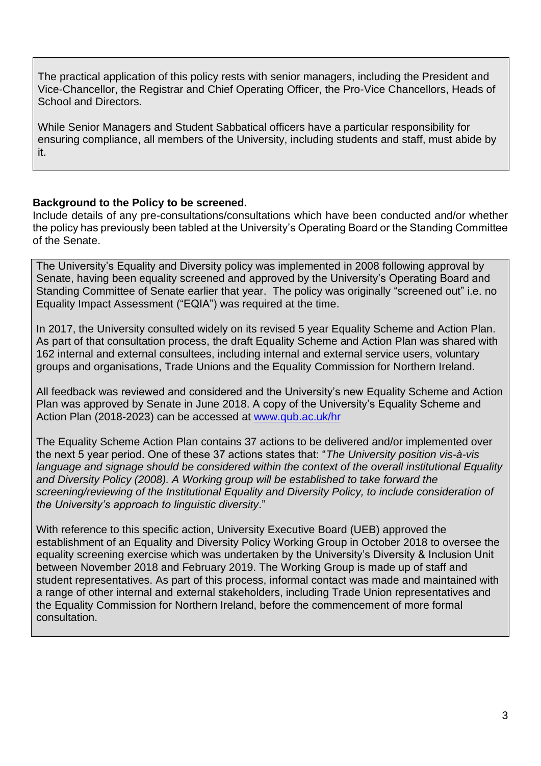The practical application of this policy rests with senior managers, including the President and Vice-Chancellor, the Registrar and Chief Operating Officer, the Pro-Vice Chancellors, Heads of School and Directors.

While Senior Managers and Student Sabbatical officers have a particular responsibility for ensuring compliance, all members of the University, including students and staff, must abide by it.

**Background to the Policy to be screened.**
Include details of any pre-consultations/consultations which have been conducted and/or whether the policy has previously been tabled at the University's Operating Board or the Standing Committee of the Senate.

The University's Equality and Diversity policy was implemented in 2008 following approval by Senate, having been equality screened and approved by the University's Operating Board and Standing Committee of Senate earlier that year. The policy was originally "screened out" i.e. no Equality Impact Assessment ("EQIA") was required at the time.

In 2017, the University consulted widely on its revised 5 year Equality Scheme and Action Plan. As part of that consultation process, the draft Equality Scheme and Action Plan was shared with 162 internal and external consultees, including internal and external service users, voluntary groups and organisations, Trade Unions and the Equality Commission for Northern Ireland.

All feedback was reviewed and considered and the University's new Equality Scheme and Action Plan was approved by Senate in June 2018. A copy of the University's Equality Scheme and Action Plan (2018-2023) can be accessed at [www.qub.ac.uk/hr](www.qub.ac.uk/hr)

The Equality Scheme Action Plan contains 37 actions to be delivered and/or implemented over the next 5 year period. One of these 37 actions states that: "*The University position vis-à-vis language and signage should be considered within the context of the overall institutional Equality and Diversity Policy (2008). A Working group will be established to take forward the screening/reviewing of the Institutional Equality and Diversity Policy, to include consideration of the University's approach to linguistic diversity*."

With reference to this specific action, University Executive Board (UEB) approved the establishment of an Equality and Diversity Policy Working Group in October 2018 to oversee the equality screening exercise which was undertaken by the University's Diversity & Inclusion Unit between November 2018 and February 2019. The Working Group is made up of staff and student representatives. As part of this process, informal contact was made and maintained with a range of other internal and external stakeholders, including Trade Union representatives and the Equality Commission for Northern Ireland, before the commencement of more formal consultation.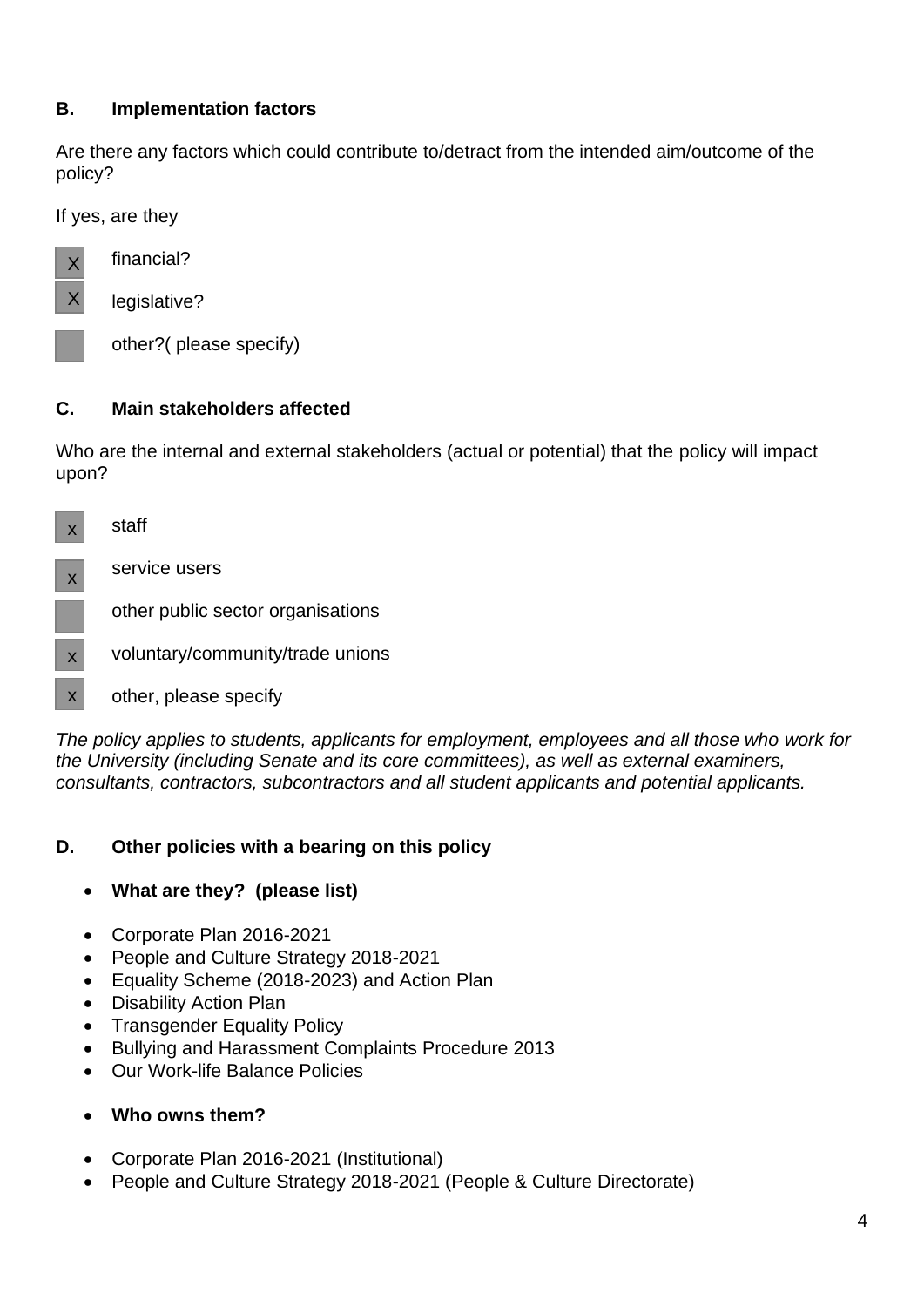### B. Implementation factors

Are there any factors which could contribute to/detract from the intended aim/outcome of the policy?

If yes, are they

- [X] financial?
- [X] legislative?
- [ ] other?( please specify)

### C. Main stakeholders affected

Who are the internal and external stakeholders (actual or potential) that the policy will impact upon?

- [x] staff
- [x] service users
- [ ] other public sector organisations
- [x] voluntary/community/trade unions
- [x] other, please specify

*The policy applies to students, applicants for employment, employees and all those who work for the University (including Senate and its core committees), as well as external examiners, consultants, contractors, subcontractors and all student applicants and potential applicants.*

### D. Other policies with a bearing on this policy

- **What are they? (please list)**

- Corporate Plan 2016-2021
- People and Culture Strategy 2018-2021
- Equality Scheme (2018-2023) and Action Plan
- Disability Action Plan
- Transgender Equality Policy
- Bullying and Harassment Complaints Procedure 2013
- Our Work-life Balance Policies

- **Who owns them?**

- Corporate Plan 2016-2021 (Institutional)
- People and Culture Strategy 2018-2021 (People & Culture Directorate)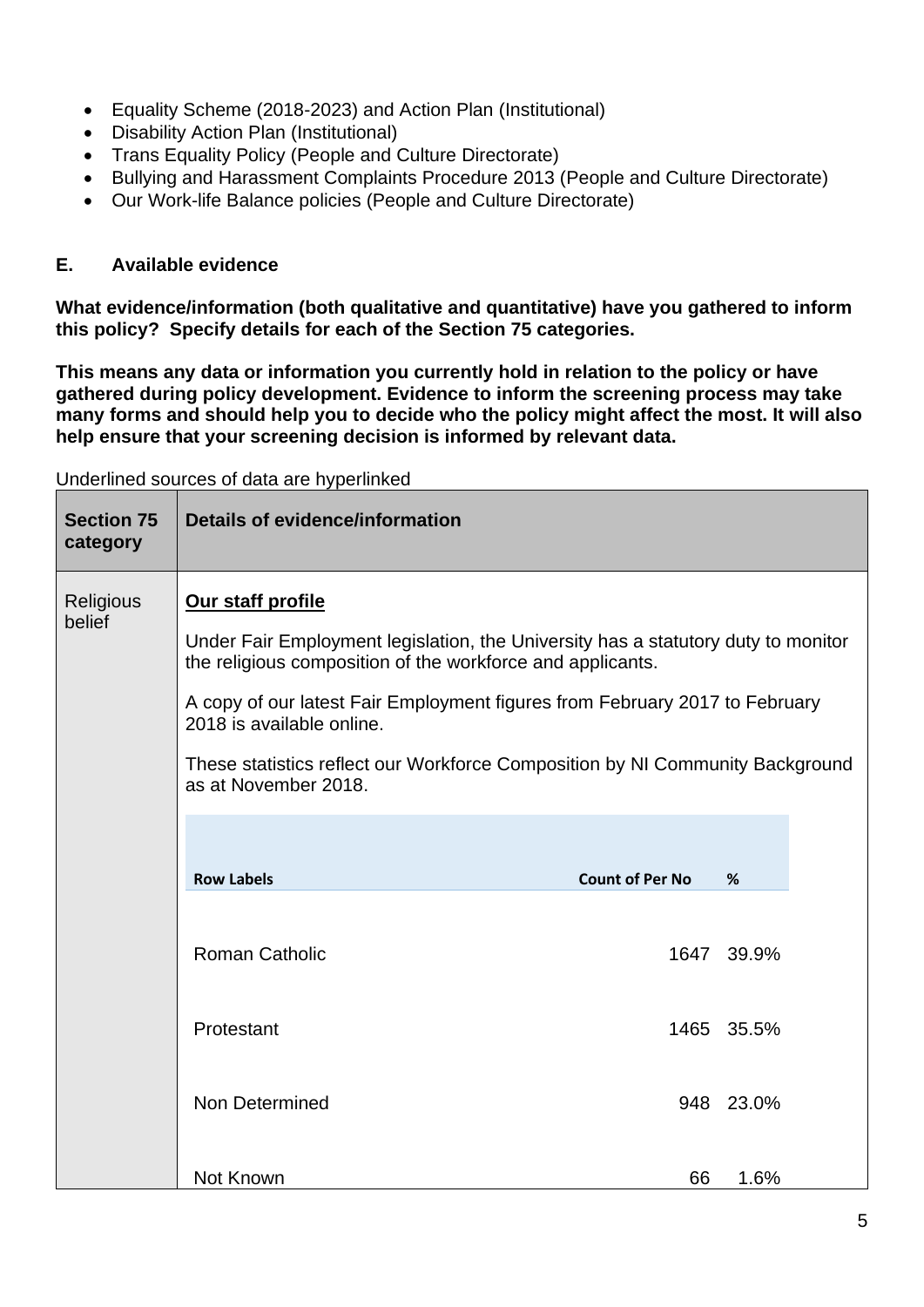- Equality Scheme (2018-2023) and Action Plan (Institutional)
- Disability Action Plan (Institutional)
- Trans Equality Policy (People and Culture Directorate)
- Bullying and Harassment Complaints Procedure 2013 (People and Culture Directorate)
- Our Work-life Balance policies (People and Culture Directorate)

### E. Available evidence

**What evidence/information (both qualitative and quantitative) have you gathered to inform this policy? Specify details for each of the Section 75 categories.**

**This means any data or information you currently hold in relation to the policy or have gathered during policy development. Evidence to inform the screening process may take many forms and should help you to decide who the policy might affect the most. It will also help ensure that your screening decision is informed by relevant data.**

Underlined sources of data are hyperlinked

| Section 75 category | Details of evidence/information |
|---|---|
| Religious belief | **Our staff profile**<br><br>Under Fair Employment legislation, the University has a statutory duty to monitor the religious composition of the workforce and applicants.<br><br>A copy of our latest Fair Employment figures from February 2017 to February 2018 is available online.<br><br>These statistics reflect our Workforce Composition by NI Community Background as at November 2018.<br><br>**Row Labels** – **Count of Per No** – **%**<br>Roman Catholic – 1647 – 39.9%<br>Protestant – 1465 – 35.5%<br>Non Determined – 948 – 23.0%<br>Not Known – 66 – 1.6% |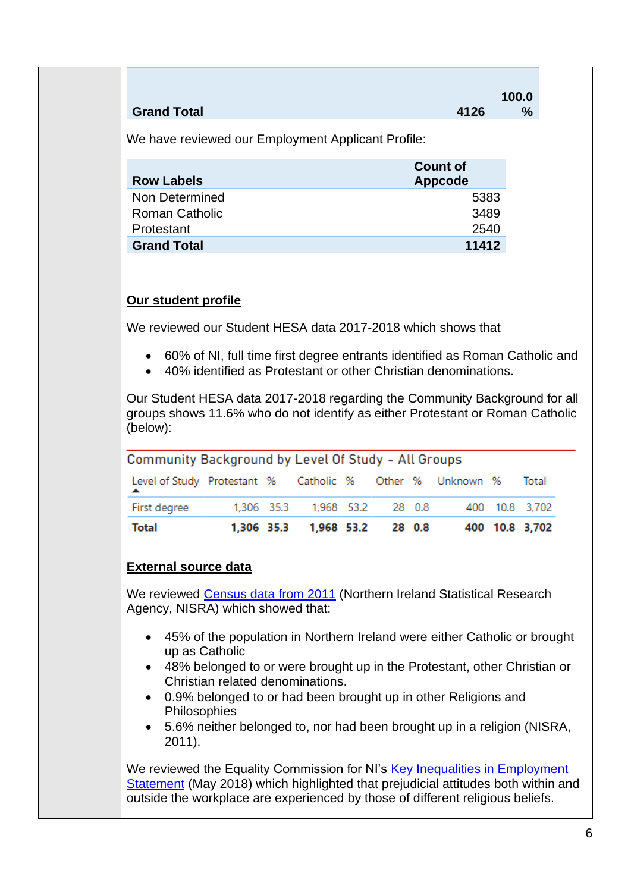| Grand Total | 4126 | 100.0 % |
|---|---|---|

We have reviewed our Employment Applicant Profile:

| Row Labels | Count of Appcode |
|---|---|
| Non Determined | 5383 |
| Roman Catholic | 3489 |
| Protestant | 2540 |
| **Grand Total** | **11412** |

**Our student profile**

We reviewed our Student HESA data 2017-2018 which shows that

- 60% of NI, full time first degree entrants identified as Roman Catholic and
- 40% identified as Protestant or other Christian denominations.

Our Student HESA data 2017-2018 regarding the Community Background for all groups shows 11.6% who do not identify as either Protestant or Roman Catholic (below):

Community Background by Level Of Study - All Groups

| Level of Study | Protestant | % | Catholic | % | Other | % | Unknown | % | Total |
|---|---|---|---|---|---|---|---|---|---|
| First degree | 1,306 | 35.3 | 1,968 | 53.2 | 28 | 0.8 | 400 | 10.8 | 3,702 |
| **Total** | **1,306** | **35.3** | **1,968** | **53.2** | **28** | **0.8** | **400** | **10.8** | **3,702** |

**External source data**

We reviewed Census data from 2011 (Northern Ireland Statistical Research Agency, NISRA) which showed that:

- 45% of the population in Northern Ireland were either Catholic or brought up as Catholic
- 48% belonged to or were brought up in the Protestant, other Christian or Christian related denominations.
- 0.9% belonged to or had been brought up in other Religions and Philosophies
- 5.6% neither belonged to, nor had been brought up in a religion (NISRA, 2011).

We reviewed the Equality Commission for NI's Key Inequalities in Employment Statement (May 2018) which highlighted that prejudicial attitudes both within and outside the workplace are experienced by those of different religious beliefs.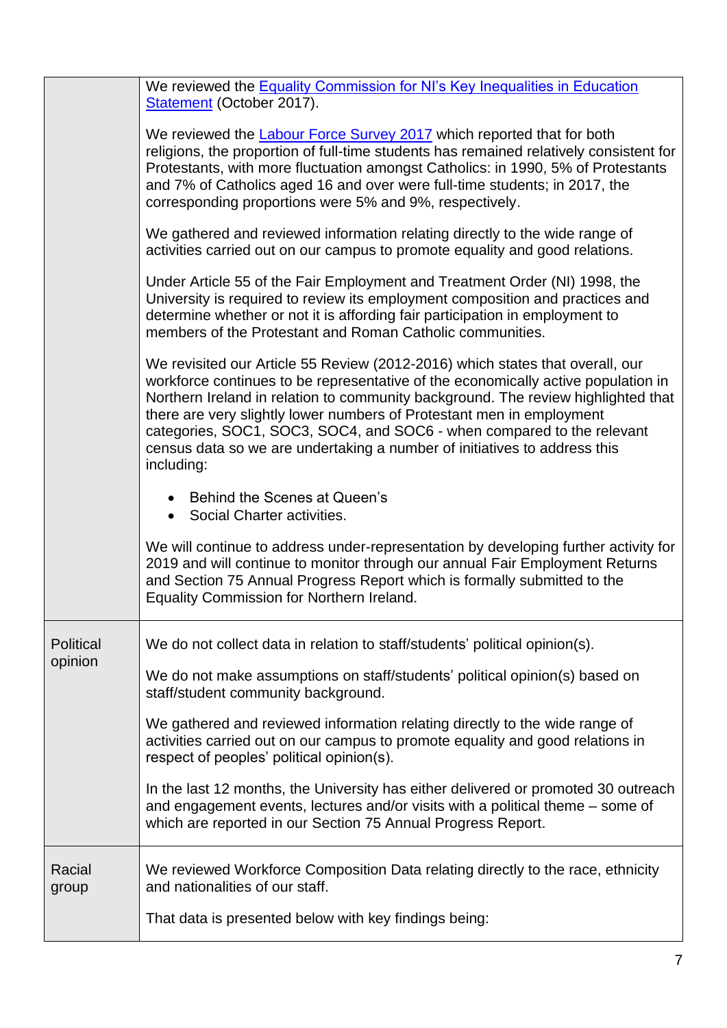| | |
|---|---|
| | We reviewed the [Equality Commission for NI's Key Inequalities in Education Statement](#) (October 2017).<br><br>We reviewed the [Labour Force Survey 2017](#) which reported that for both religions, the proportion of full-time students has remained relatively consistent for Protestants, with more fluctuation amongst Catholics: in 1990, 5% of Protestants and 7% of Catholics aged 16 and over were full-time students; in 2017, the corresponding proportions were 5% and 9%, respectively.<br><br>We gathered and reviewed information relating directly to the wide range of activities carried out on our campus to promote equality and good relations.<br><br>Under Article 55 of the Fair Employment and Treatment Order (NI) 1998, the University is required to review its employment composition and practices and determine whether or not it is affording fair participation in employment to members of the Protestant and Roman Catholic communities.<br><br>We revisited our Article 55 Review (2012-2016) which states that overall, our workforce continues to be representative of the economically active population in Northern Ireland in relation to community background. The review highlighted that there are very slightly lower numbers of Protestant men in employment categories, SOC1, SOC3, SOC4, and SOC6 - when compared to the relevant census data so we are undertaking a number of initiatives to address this including:<br><br>• Behind the Scenes at Queen's<br>• Social Charter activities.<br><br>We will continue to address under-representation by developing further activity for 2019 and will continue to monitor through our annual Fair Employment Returns and Section 75 Annual Progress Report which is formally submitted to the Equality Commission for Northern Ireland. |
| Political opinion | We do not collect data in relation to staff/students' political opinion(s).<br><br>We do not make assumptions on staff/students' political opinion(s) based on staff/student community background.<br><br>We gathered and reviewed information relating directly to the wide range of activities carried out on our campus to promote equality and good relations in respect of peoples' political opinion(s).<br><br>In the last 12 months, the University has either delivered or promoted 30 outreach and engagement events, lectures and/or visits with a political theme – some of which are reported in our Section 75 Annual Progress Report. |
| Racial group | We reviewed Workforce Composition Data relating directly to the race, ethnicity and nationalities of our staff.<br><br>That data is presented below with key findings being: |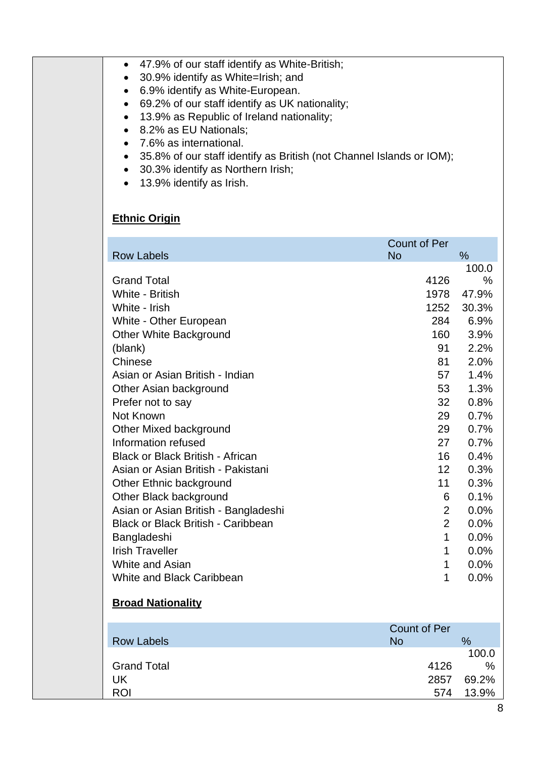- 47.9% of our staff identify as White-British;
- 30.9% identify as White=Irish; and
- 6.9% identify as White-European.
- 69.2% of our staff identify as UK nationality;
- 13.9% as Republic of Ireland nationality;
- 8.2% as EU Nationals;
- 7.6% as international.
- 35.8% of our staff identify as British (not Channel Islands or IOM);
- 30.3% identify as Northern Irish;
- 13.9% identify as Irish.

**Ethnic Origin**

| Row Labels | Count of Per No | % |
|---|---|---|
| Grand Total | 4126 | 100.0 % |
| White - British | 1978 | 47.9% |
| White - Irish | 1252 | 30.3% |
| White - Other European | 284 | 6.9% |
| Other White Background | 160 | 3.9% |
| (blank) | 91 | 2.2% |
| Chinese | 81 | 2.0% |
| Asian or Asian British - Indian | 57 | 1.4% |
| Other Asian background | 53 | 1.3% |
| Prefer not to say | 32 | 0.8% |
| Not Known | 29 | 0.7% |
| Other Mixed background | 29 | 0.7% |
| Information refused | 27 | 0.7% |
| Black or Black British - African | 16 | 0.4% |
| Asian or Asian British - Pakistani | 12 | 0.3% |
| Other Ethnic background | 11 | 0.3% |
| Other Black background | 6 | 0.1% |
| Asian or Asian British - Bangladeshi | 2 | 0.0% |
| Black or Black British - Caribbean | 2 | 0.0% |
| Bangladeshi | 1 | 0.0% |
| Irish Traveller | 1 | 0.0% |
| White and Asian | 1 | 0.0% |
| White and Black Caribbean | 1 | 0.0% |

**Broad Nationality**

| Row Labels | Count of Per No | % |
|---|---|---|
| Grand Total | 4126 | 100.0 % |
| UK | 2857 | 69.2% |
| ROI | 574 | 13.9% |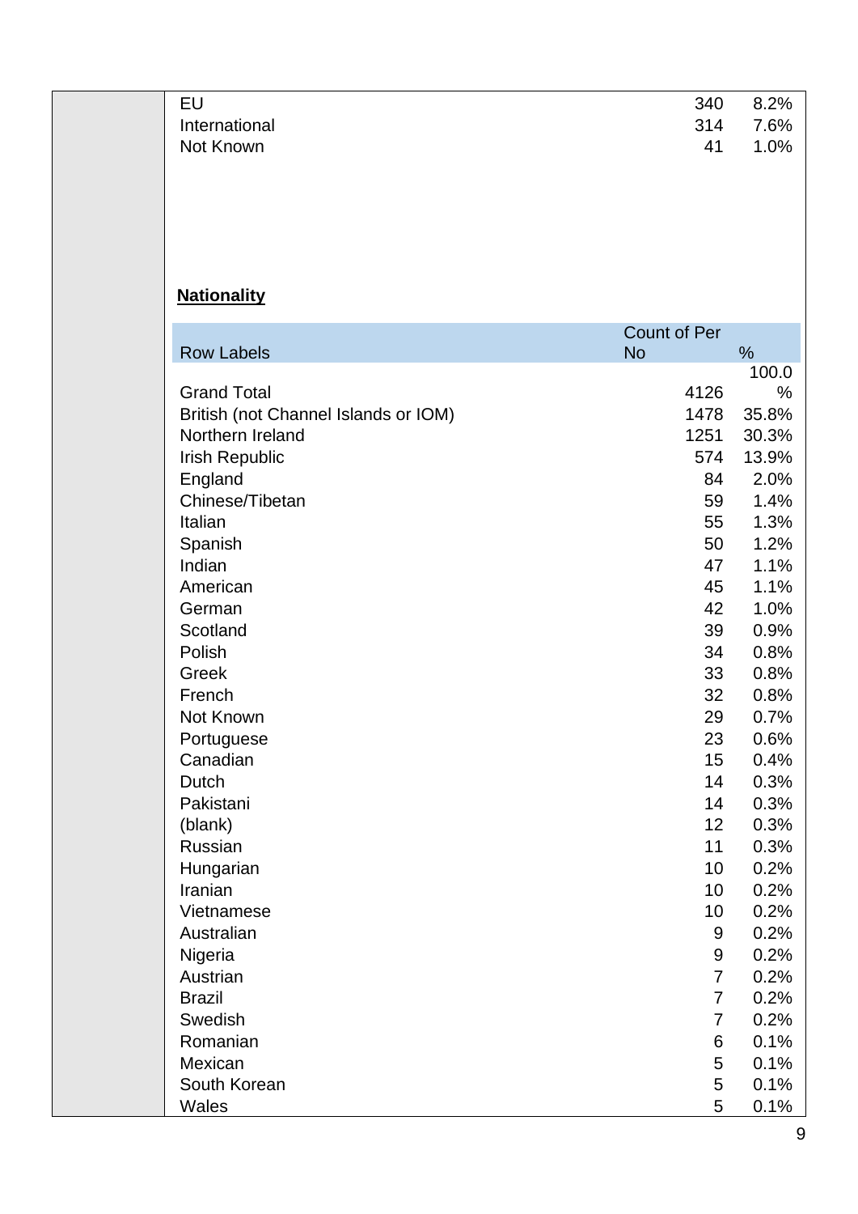| | | |
|---|---|---|
| EU | 340 | 8.2% |
| International | 314 | 7.6% |
| Not Known | 41 | 1.0% |

**Nationality**

| Row Labels | Count of Per No | % |
|---|---|---|
| Grand Total | 4126 | 100.0 % |
| British (not Channel Islands or IOM) | 1478 | 35.8% |
| Northern Ireland | 1251 | 30.3% |
| Irish Republic | 574 | 13.9% |
| England | 84 | 2.0% |
| Chinese/Tibetan | 59 | 1.4% |
| Italian | 55 | 1.3% |
| Spanish | 50 | 1.2% |
| Indian | 47 | 1.1% |
| American | 45 | 1.1% |
| German | 42 | 1.0% |
| Scotland | 39 | 0.9% |
| Polish | 34 | 0.8% |
| Greek | 33 | 0.8% |
| French | 32 | 0.8% |
| Not Known | 29 | 0.7% |
| Portuguese | 23 | 0.6% |
| Canadian | 15 | 0.4% |
| Dutch | 14 | 0.3% |
| Pakistani | 14 | 0.3% |
| (blank) | 12 | 0.3% |
| Russian | 11 | 0.3% |
| Hungarian | 10 | 0.2% |
| Iranian | 10 | 0.2% |
| Vietnamese | 10 | 0.2% |
| Australian | 9 | 0.2% |
| Nigeria | 9 | 0.2% |
| Austrian | 7 | 0.2% |
| Brazil | 7 | 0.2% |
| Swedish | 7 | 0.2% |
| Romanian | 6 | 0.1% |
| Mexican | 5 | 0.1% |
| South Korean | 5 | 0.1% |
| Wales | 5 | 0.1% |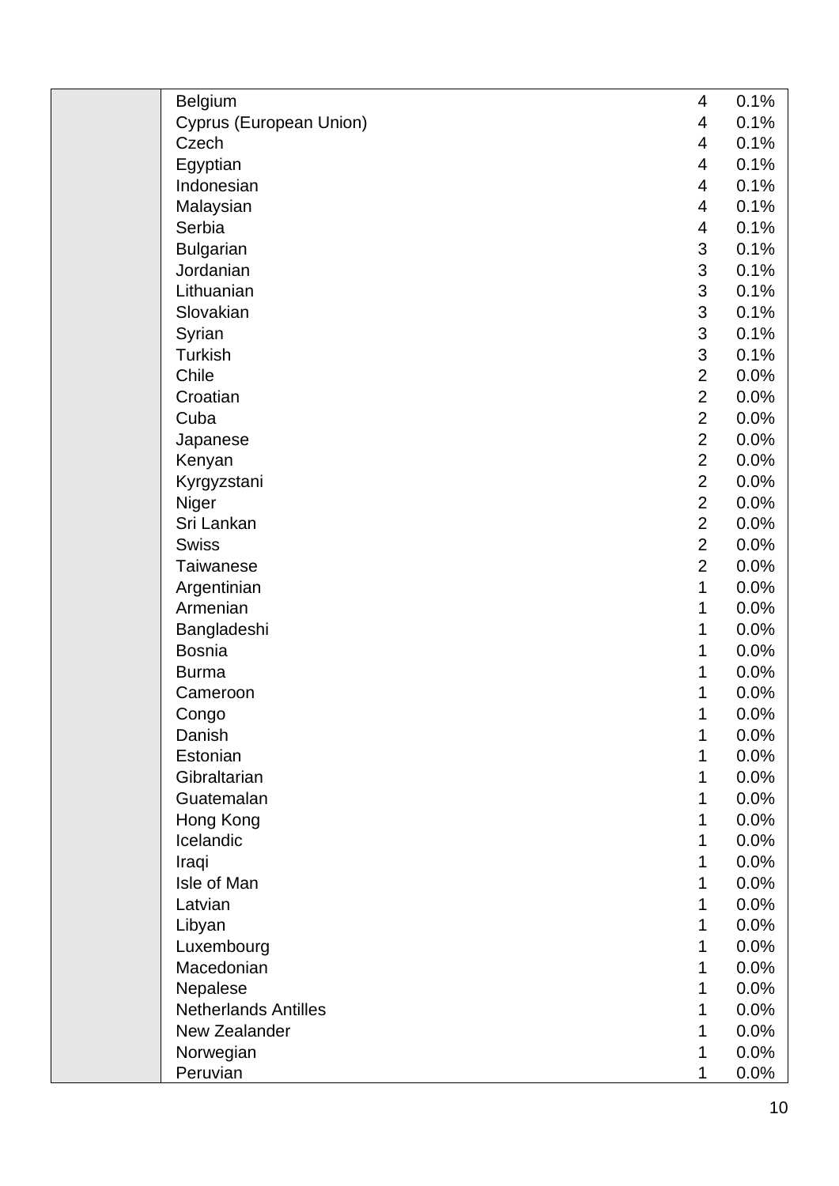| | | | |
|---|---|---|---|
| | Belgium | 4 | 0.1% |
| | Cyprus (European Union) | 4 | 0.1% |
| | Czech | 4 | 0.1% |
| | Egyptian | 4 | 0.1% |
| | Indonesian | 4 | 0.1% |
| | Malaysian | 4 | 0.1% |
| | Serbia | 4 | 0.1% |
| | Bulgarian | 3 | 0.1% |
| | Jordanian | 3 | 0.1% |
| | Lithuanian | 3 | 0.1% |
| | Slovakian | 3 | 0.1% |
| | Syrian | 3 | 0.1% |
| | Turkish | 3 | 0.1% |
| | Chile | 2 | 0.0% |
| | Croatian | 2 | 0.0% |
| | Cuba | 2 | 0.0% |
| | Japanese | 2 | 0.0% |
| | Kenyan | 2 | 0.0% |
| | Kyrgyzstani | 2 | 0.0% |
| | Niger | 2 | 0.0% |
| | Sri Lankan | 2 | 0.0% |
| | Swiss | 2 | 0.0% |
| | Taiwanese | 2 | 0.0% |
| | Argentinian | 1 | 0.0% |
| | Armenian | 1 | 0.0% |
| | Bangladeshi | 1 | 0.0% |
| | Bosnia | 1 | 0.0% |
| | Burma | 1 | 0.0% |
| | Cameroon | 1 | 0.0% |
| | Congo | 1 | 0.0% |
| | Danish | 1 | 0.0% |
| | Estonian | 1 | 0.0% |
| | Gibraltarian | 1 | 0.0% |
| | Guatemalan | 1 | 0.0% |
| | Hong Kong | 1 | 0.0% |
| | Icelandic | 1 | 0.0% |
| | Iraqi | 1 | 0.0% |
| | Isle of Man | 1 | 0.0% |
| | Latvian | 1 | 0.0% |
| | Libyan | 1 | 0.0% |
| | Luxembourg | 1 | 0.0% |
| | Macedonian | 1 | 0.0% |
| | Nepalese | 1 | 0.0% |
| | Netherlands Antilles | 1 | 0.0% |
| | New Zealander | 1 | 0.0% |
| | Norwegian | 1 | 0.0% |
| | Peruvian | 1 | 0.0% |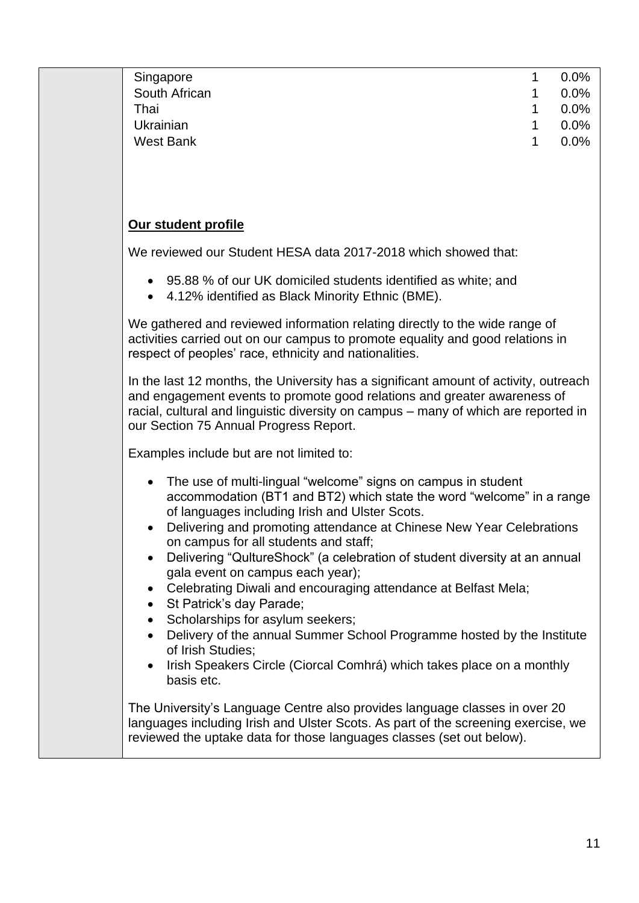| Nationality | Count | % |
|---|---|---|
| Singapore | 1 | 0.0% |
| South African | 1 | 0.0% |
| Thai | 1 | 0.0% |
| Ukrainian | 1 | 0.0% |
| West Bank | 1 | 0.0% |

**Our student profile**

We reviewed our Student HESA data 2017-2018 which showed that:

- 95.88 % of our UK domiciled students identified as white; and
- 4.12% identified as Black Minority Ethnic (BME).

We gathered and reviewed information relating directly to the wide range of activities carried out on our campus to promote equality and good relations in respect of peoples' race, ethnicity and nationalities.

In the last 12 months, the University has a significant amount of activity, outreach and engagement events to promote good relations and greater awareness of racial, cultural and linguistic diversity on campus – many of which are reported in our Section 75 Annual Progress Report.

Examples include but are not limited to:

- The use of multi-lingual "welcome" signs on campus in student accommodation (BT1 and BT2) which state the word "welcome" in a range of languages including Irish and Ulster Scots.
- Delivering and promoting attendance at Chinese New Year Celebrations on campus for all students and staff;
- Delivering "QultureShock" (a celebration of student diversity at an annual gala event on campus each year);
- Celebrating Diwali and encouraging attendance at Belfast Mela;
- St Patrick's day Parade;
- Scholarships for asylum seekers;
- Delivery of the annual Summer School Programme hosted by the Institute of Irish Studies;
- Irish Speakers Circle (Ciorcal Comhrá) which takes place on a monthly basis etc.

The University's Language Centre also provides language classes in over 20 languages including Irish and Ulster Scots. As part of the screening exercise, we reviewed the uptake data for those languages classes (set out below).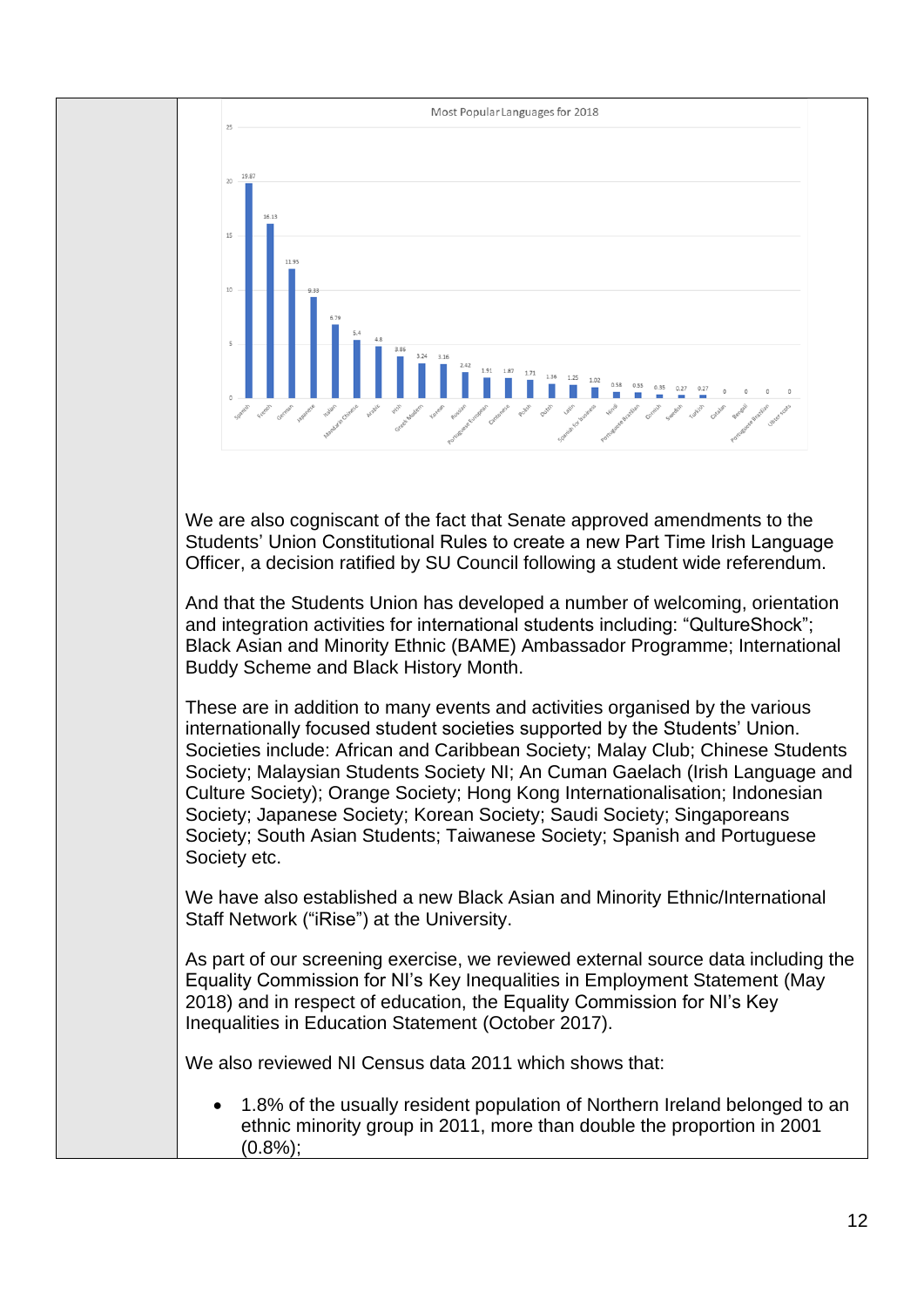**Most Popular Languages for 2018**

| Language | Value |
|---|---|
| Spanish | 19.87 |
| French | 16.13 |
| German | 11.95 |
| Japanese | 9.33 |
| Italian | 6.79 |
| Mandarin Chinese | 5.4 |
| Arabic | 4.8 |
| Irish | 3.86 |
| Greek Modern | 3.24 |
| Korean | 3.16 |
| Russian | 2.42 |
| Portuguese European | 1.91 |
| Cantonese | 1.87 |
| Polish | 1.71 |
| Dutch | 1.36 |
| Latin | 1.25 |
| Spanish for business | 1.02 |
| Hindi | 0.58 |
| Portuguese Brazilian | 0.55 |
| Cornish | 0.35 |
| Swedish | 0.27 |
| Turkish | 0.27 |
| Catalan | 0 |
| Bengali | 0 |
| Portuguese Brazilian | 0 |
| Ulster Scots | 0 |

We are also cogniscant of the fact that Senate approved amendments to the Students' Union Constitutional Rules to create a new Part Time Irish Language Officer, a decision ratified by SU Council following a student wide referendum.

And that the Students Union has developed a number of welcoming, orientation and integration activities for international students including: "QultureShock"; Black Asian and Minority Ethnic (BAME) Ambassador Programme; International Buddy Scheme and Black History Month.

These are in addition to many events and activities organised by the various internationally focused student societies supported by the Students' Union. Societies include: African and Caribbean Society; Malay Club; Chinese Students Society; Malaysian Students Society NI; An Cuman Gaelach (Irish Language and Culture Society); Orange Society; Hong Kong Internationalisation; Indonesian Society; Japanese Society; Korean Society; Saudi Society; Singaporeans Society; South Asian Students; Taiwanese Society; Spanish and Portuguese Society etc.

We have also established a new Black Asian and Minority Ethnic/International Staff Network ("iRise") at the University.

As part of our screening exercise, we reviewed external source data including the Equality Commission for NI's Key Inequalities in Employment Statement (May 2018) and in respect of education, the Equality Commission for NI's Key Inequalities in Education Statement (October 2017).

We also reviewed NI Census data 2011 which shows that:

- 1.8% of the usually resident population of Northern Ireland belonged to an ethnic minority group in 2011, more than double the proportion in 2001 (0.8%);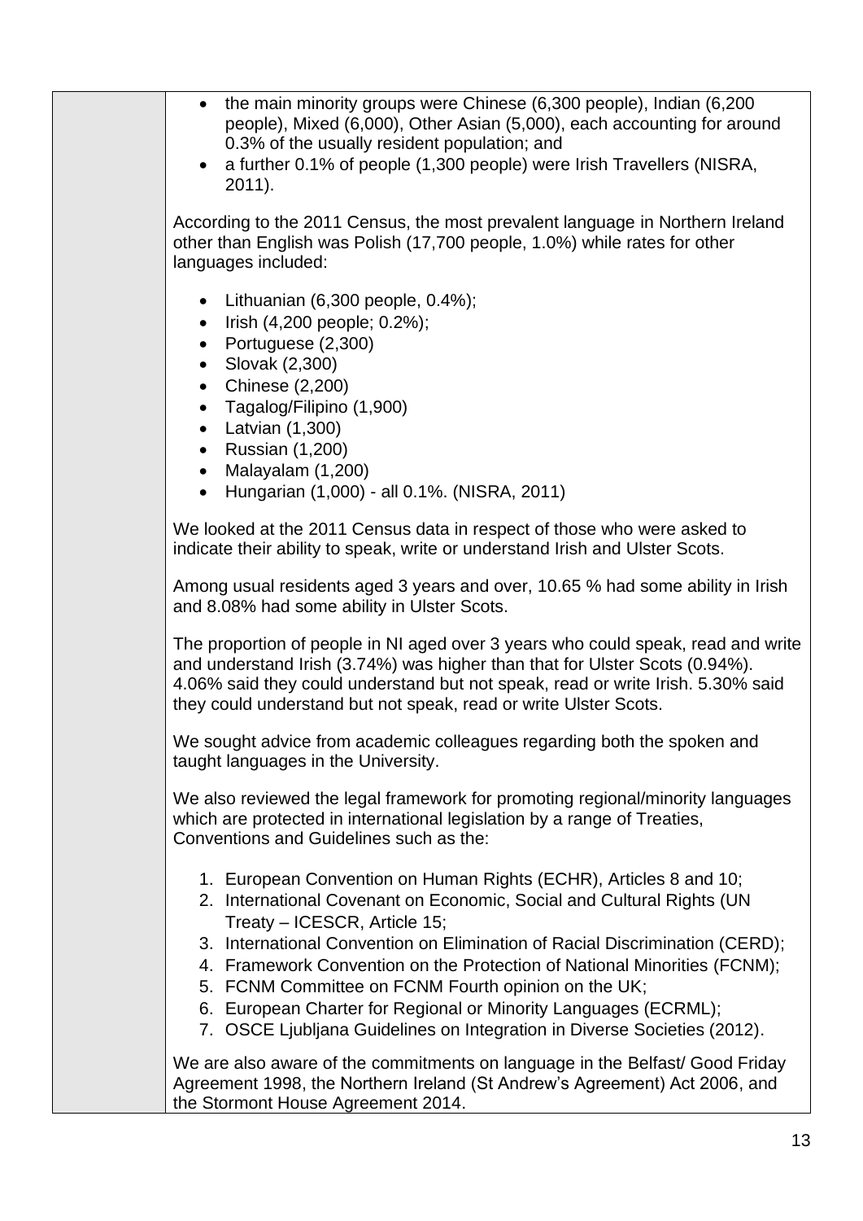- the main minority groups were Chinese (6,300 people), Indian (6,200 people), Mixed (6,000), Other Asian (5,000), each accounting for around 0.3% of the usually resident population; and
- a further 0.1% of people (1,300 people) were Irish Travellers (NISRA, 2011).

According to the 2011 Census, the most prevalent language in Northern Ireland other than English was Polish (17,700 people, 1.0%) while rates for other languages included:

- Lithuanian (6,300 people, 0.4%);
- Irish (4,200 people; 0.2%);
- Portuguese (2,300)
- Slovak (2,300)
- Chinese (2,200)
- Tagalog/Filipino (1,900)
- Latvian (1,300)
- Russian (1,200)
- Malayalam (1,200)
- Hungarian (1,000) - all 0.1%. (NISRA, 2011)

We looked at the 2011 Census data in respect of those who were asked to indicate their ability to speak, write or understand Irish and Ulster Scots.

Among usual residents aged 3 years and over, 10.65 % had some ability in Irish and 8.08% had some ability in Ulster Scots.

The proportion of people in NI aged over 3 years who could speak, read and write and understand Irish (3.74%) was higher than that for Ulster Scots (0.94%). 4.06% said they could understand but not speak, read or write Irish. 5.30% said they could understand but not speak, read or write Ulster Scots.

We sought advice from academic colleagues regarding both the spoken and taught languages in the University.

We also reviewed the legal framework for promoting regional/minority languages which are protected in international legislation by a range of Treaties, Conventions and Guidelines such as the:

1. European Convention on Human Rights (ECHR), Articles 8 and 10;
2. International Covenant on Economic, Social and Cultural Rights (UN Treaty – ICESCR, Article 15;
3. International Convention on Elimination of Racial Discrimination (CERD);
4. Framework Convention on the Protection of National Minorities (FCNM);
5. FCNM Committee on FCNM Fourth opinion on the UK;
6. European Charter for Regional or Minority Languages (ECRML);
7. OSCE Ljubljana Guidelines on Integration in Diverse Societies (2012).

We are also aware of the commitments on language in the Belfast/ Good Friday Agreement 1998, the Northern Ireland (St Andrew's Agreement) Act 2006, and the Stormont House Agreement 2014.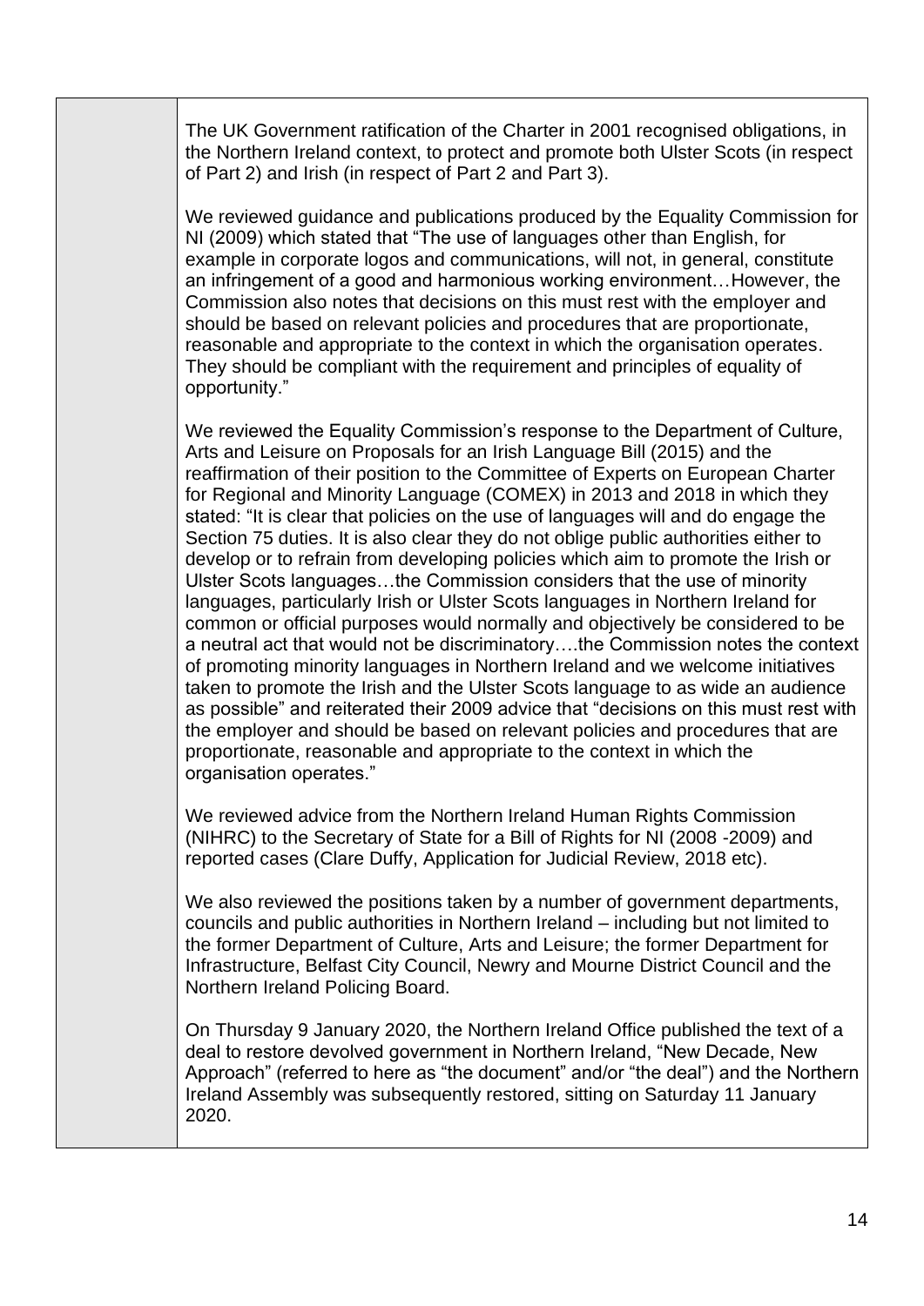| | |
|---|---|
| | The UK Government ratification of the Charter in 2001 recognised obligations, in the Northern Ireland context, to protect and promote both Ulster Scots (in respect of Part 2) and Irish (in respect of Part 2 and Part 3).<br><br>We reviewed guidance and publications produced by the Equality Commission for NI (2009) which stated that "The use of languages other than English, for example in corporate logos and communications, will not, in general, constitute an infringement of a good and harmonious working environment…However, the Commission also notes that decisions on this must rest with the employer and should be based on relevant policies and procedures that are proportionate, reasonable and appropriate to the context in which the organisation operates. They should be compliant with the requirement and principles of equality of opportunity."<br><br>We reviewed the Equality Commission's response to the Department of Culture, Arts and Leisure on Proposals for an Irish Language Bill (2015) and the reaffirmation of their position to the Committee of Experts on European Charter for Regional and Minority Language (COMEX) in 2013 and 2018 in which they stated: "It is clear that policies on the use of languages will and do engage the Section 75 duties. It is also clear they do not oblige public authorities either to develop or to refrain from developing policies which aim to promote the Irish or Ulster Scots languages…the Commission considers that the use of minority languages, particularly Irish or Ulster Scots languages in Northern Ireland for common or official purposes would normally and objectively be considered to be a neutral act that would not be discriminatory….the Commission notes the context of promoting minority languages in Northern Ireland and we welcome initiatives taken to promote the Irish and the Ulster Scots language to as wide an audience as possible" and reiterated their 2009 advice that "decisions on this must rest with the employer and should be based on relevant policies and procedures that are proportionate, reasonable and appropriate to the context in which the organisation operates."<br><br>We reviewed advice from the Northern Ireland Human Rights Commission (NIHRC) to the Secretary of State for a Bill of Rights for NI (2008 -2009) and reported cases (Clare Duffy, Application for Judicial Review, 2018 etc).<br><br>We also reviewed the positions taken by a number of government departments, councils and public authorities in Northern Ireland – including but not limited to the former Department of Culture, Arts and Leisure; the former Department for Infrastructure, Belfast City Council, Newry and Mourne District Council and the Northern Ireland Policing Board.<br><br>On Thursday 9 January 2020, the Northern Ireland Office published the text of a deal to restore devolved government in Northern Ireland, "New Decade, New Approach" (referred to here as "the document" and/or "the deal") and the Northern Ireland Assembly was subsequently restored, sitting on Saturday 11 January 2020. |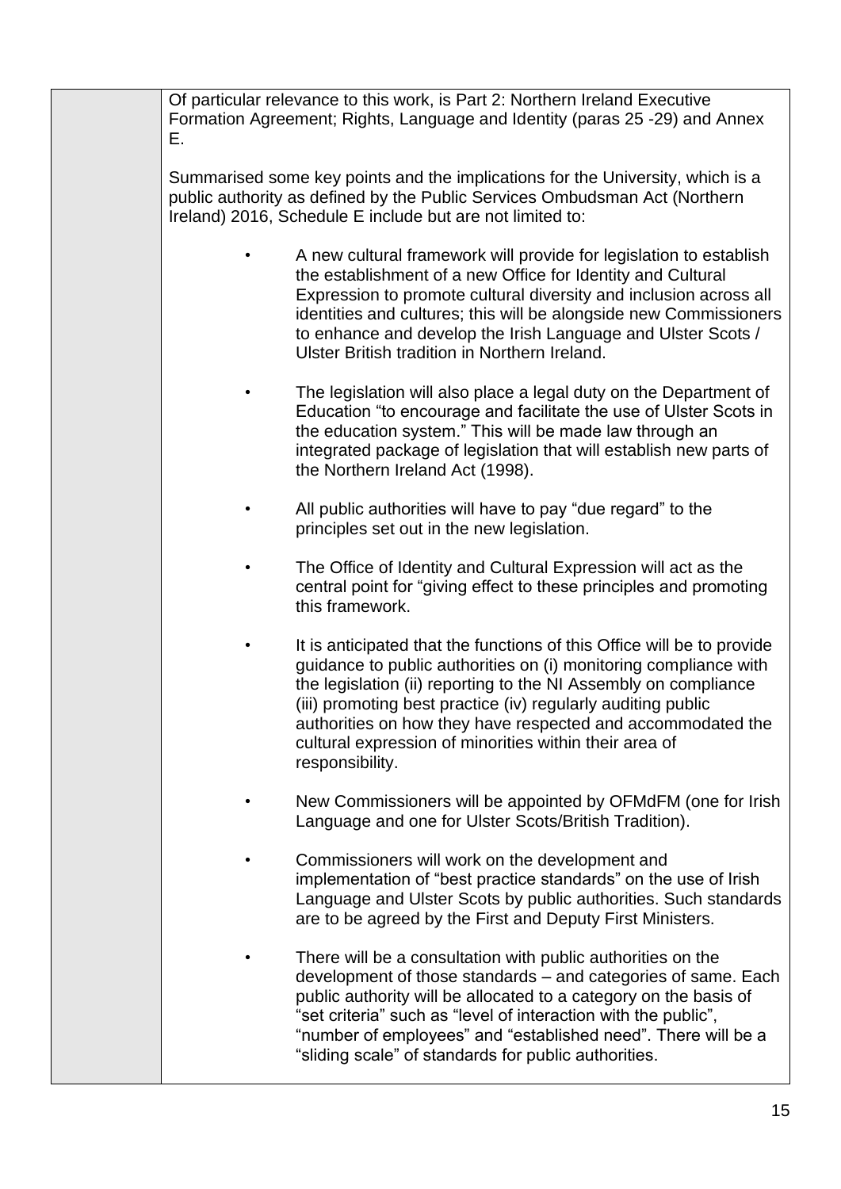|  | Of particular relevance to this work, is Part 2: Northern Ireland Executive Formation Agreement; Rights, Language and Identity (paras 25 -29) and Annex E.<br><br>Summarised some key points and the implications for the University, which is a public authority as defined by the Public Services Ombudsman Act (Northern Ireland) 2016, Schedule E include but are not limited to:<br><br>• A new cultural framework will provide for legislation to establish the establishment of a new Office for Identity and Cultural Expression to promote cultural diversity and inclusion across all identities and cultures; this will be alongside new Commissioners to enhance and develop the Irish Language and Ulster Scots / Ulster British tradition in Northern Ireland.<br><br>• The legislation will also place a legal duty on the Department of Education "to encourage and facilitate the use of Ulster Scots in the education system." This will be made law through an integrated package of legislation that will establish new parts of the Northern Ireland Act (1998).<br><br>• All public authorities will have to pay "due regard" to the principles set out in the new legislation.<br><br>• The Office of Identity and Cultural Expression will act as the central point for "giving effect to these principles and promoting this framework.<br><br>• It is anticipated that the functions of this Office will be to provide guidance to public authorities on (i) monitoring compliance with the legislation (ii) reporting to the NI Assembly on compliance (iii) promoting best practice (iv) regularly auditing public authorities on how they have respected and accommodated the cultural expression of minorities within their area of responsibility.<br><br>• New Commissioners will be appointed by OFMdFM (one for Irish Language and one for Ulster Scots/British Tradition).<br><br>• Commissioners will work on the development and implementation of "best practice standards" on the use of Irish Language and Ulster Scots by public authorities. Such standards are to be agreed by the First and Deputy First Ministers.<br><br>• There will be a consultation with public authorities on the development of those standards – and categories of same. Each public authority will be allocated to a category on the basis of "set criteria" such as "level of interaction with the public", "number of employees" and "established need". There will be a "sliding scale" of standards for public authorities. |
| --- | --- |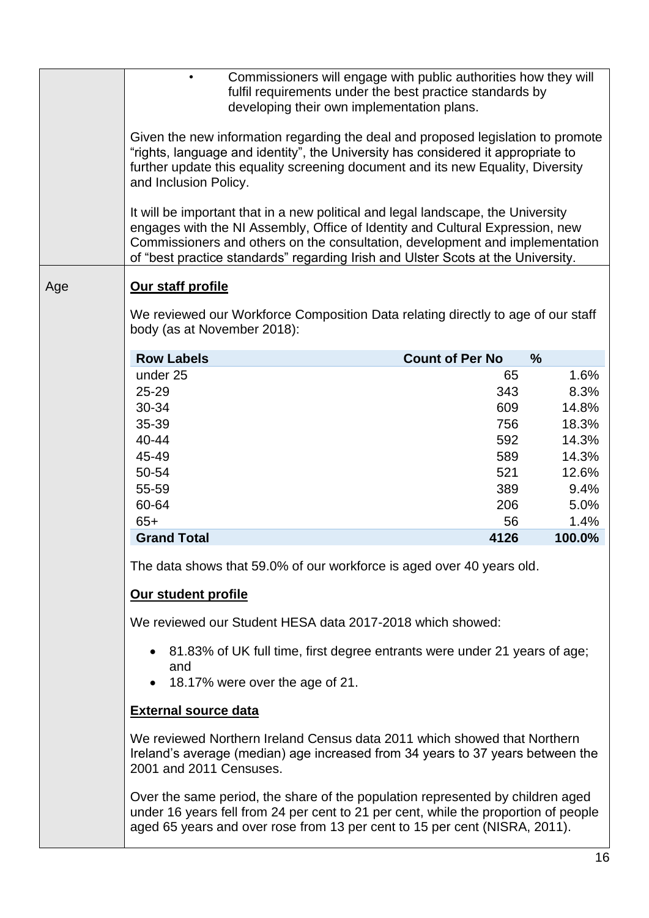- Commissioners will engage with public authorities how they will fulfil requirements under the best practice standards by developing their own implementation plans.

Given the new information regarding the deal and proposed legislation to promote "rights, language and identity", the University has considered it appropriate to further update this equality screening document and its new Equality, Diversity and Inclusion Policy.

It will be important that in a new political and legal landscape, the University engages with the NI Assembly, Office of Identity and Cultural Expression, new Commissioners and others on the consultation, development and implementation of "best practice standards" regarding Irish and Ulster Scots at the University.

**Age**

**Our staff profile**

We reviewed our Workforce Composition Data relating directly to age of our staff body (as at November 2018):

| Row Labels | Count of Per No | % |
|---|---|---|
| under 25 | 65 | 1.6% |
| 25-29 | 343 | 8.3% |
| 30-34 | 609 | 14.8% |
| 35-39 | 756 | 18.3% |
| 40-44 | 592 | 14.3% |
| 45-49 | 589 | 14.3% |
| 50-54 | 521 | 12.6% |
| 55-59 | 389 | 9.4% |
| 60-64 | 206 | 5.0% |
| 65+ | 56 | 1.4% |
| **Grand Total** | **4126** | **100.0%** |

The data shows that 59.0% of our workforce is aged over 40 years old.

**Our student profile**

We reviewed our Student HESA data 2017-2018 which showed:

- 81.83% of UK full time, first degree entrants were under 21 years of age; and
- 18.17% were over the age of 21.

**External source data**

We reviewed Northern Ireland Census data 2011 which showed that Northern Ireland's average (median) age increased from 34 years to 37 years between the 2001 and 2011 Censuses.

Over the same period, the share of the population represented by children aged under 16 years fell from 24 per cent to 21 per cent, while the proportion of people aged 65 years and over rose from 13 per cent to 15 per cent (NISRA, 2011).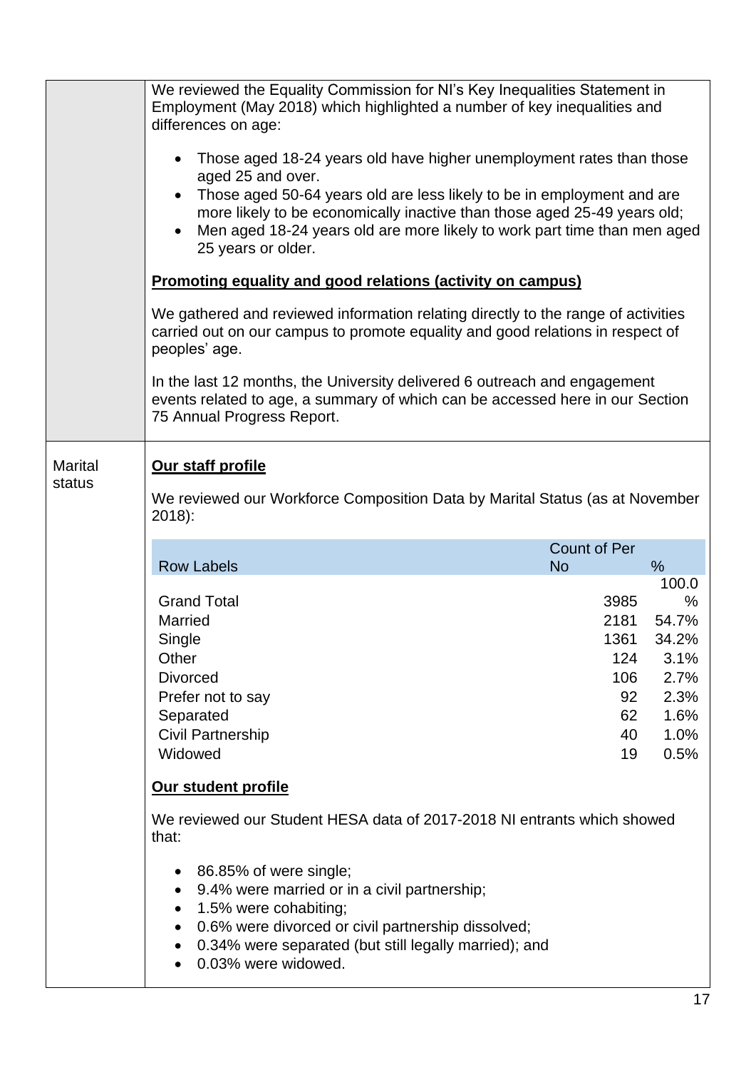We reviewed the Equality Commission for NI's Key Inequalities Statement in Employment (May 2018) which highlighted a number of key inequalities and differences on age:

- Those aged 18-24 years old have higher unemployment rates than those aged 25 and over.
- Those aged 50-64 years old are less likely to be in employment and are more likely to be economically inactive than those aged 25-49 years old;
- Men aged 18-24 years old are more likely to work part time than men aged 25 years or older.

**Promoting equality and good relations (activity on campus)**

We gathered and reviewed information relating directly to the range of activities carried out on our campus to promote equality and good relations in respect of peoples' age.

In the last 12 months, the University delivered 6 outreach and engagement events related to age, a summary of which can be accessed here in our Section 75 Annual Progress Report.

## Marital status

**Our staff profile**

We reviewed our Workforce Composition Data by Marital Status (as at November 2018):

| Row Labels | Count of Per No | % |
|---|---|---|
| Grand Total | 3985 | 100.0 % |
| Married | 2181 | 54.7% |
| Single | 1361 | 34.2% |
| Other | 124 | 3.1% |
| Divorced | 106 | 2.7% |
| Prefer not to say | 92 | 2.3% |
| Separated | 62 | 1.6% |
| Civil Partnership | 40 | 1.0% |
| Widowed | 19 | 0.5% |

**Our student profile**

We reviewed our Student HESA data of 2017-2018 NI entrants which showed that:

- 86.85% of were single;
- 9.4% were married or in a civil partnership;
- 1.5% were cohabiting;
- 0.6% were divorced or civil partnership dissolved;
- 0.34% were separated (but still legally married); and
- 0.03% were widowed.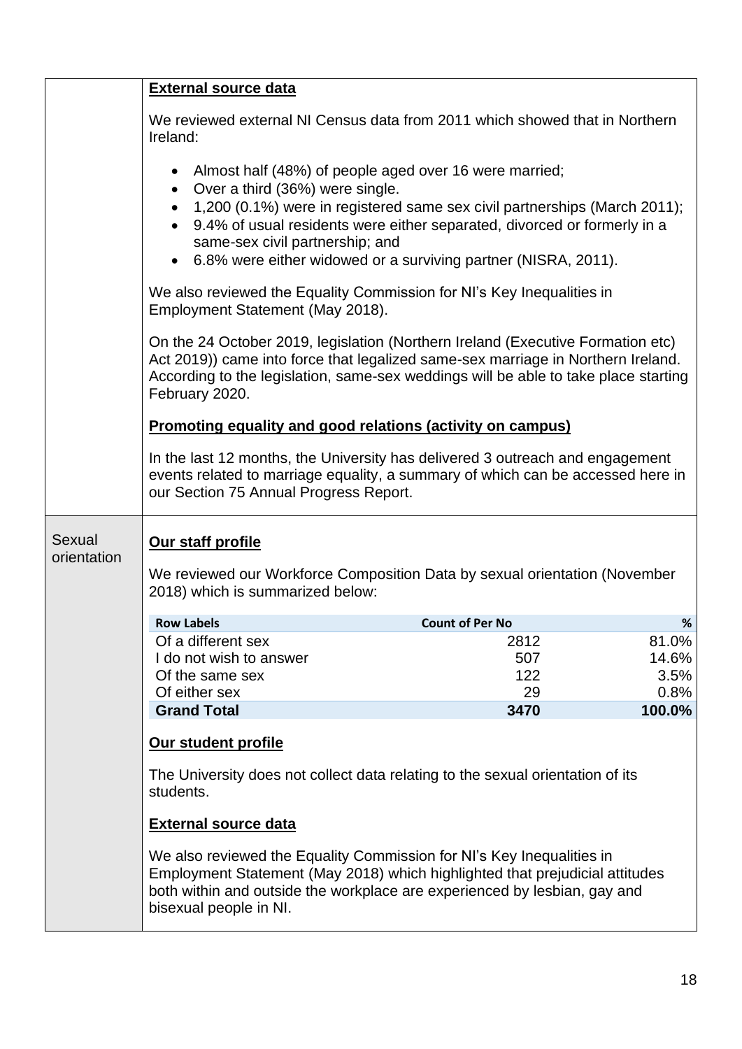**External source data**

We reviewed external NI Census data from 2011 which showed that in Northern Ireland:

- Almost half (48%) of people aged over 16 were married;
- Over a third (36%) were single.
- 1,200 (0.1%) were in registered same sex civil partnerships (March 2011);
- 9.4% of usual residents were either separated, divorced or formerly in a same-sex civil partnership; and
- 6.8% were either widowed or a surviving partner (NISRA, 2011).

We also reviewed the Equality Commission for NI's Key Inequalities in Employment Statement (May 2018).

On the 24 October 2019, legislation (Northern Ireland (Executive Formation etc) Act 2019)) came into force that legalized same-sex marriage in Northern Ireland. According to the legislation, same-sex weddings will be able to take place starting February 2020.

**Promoting equality and good relations (activity on campus)**

In the last 12 months, the University has delivered 3 outreach and engagement events related to marriage equality, a summary of which can be accessed here in our Section 75 Annual Progress Report.

## Sexual orientation

**Our staff profile**

We reviewed our Workforce Composition Data by sexual orientation (November 2018) which is summarized below:

| Row Labels | Count of Per No | % |
|---|---|---|
| Of a different sex | 2812 | 81.0% |
| I do not wish to answer | 507 | 14.6% |
| Of the same sex | 122 | 3.5% |
| Of either sex | 29 | 0.8% |
| **Grand Total** | **3470** | **100.0%** |

**Our student profile**

The University does not collect data relating to the sexual orientation of its students.

**External source data**

We also reviewed the Equality Commission for NI's Key Inequalities in Employment Statement (May 2018) which highlighted that prejudicial attitudes both within and outside the workplace are experienced by lesbian, gay and bisexual people in NI.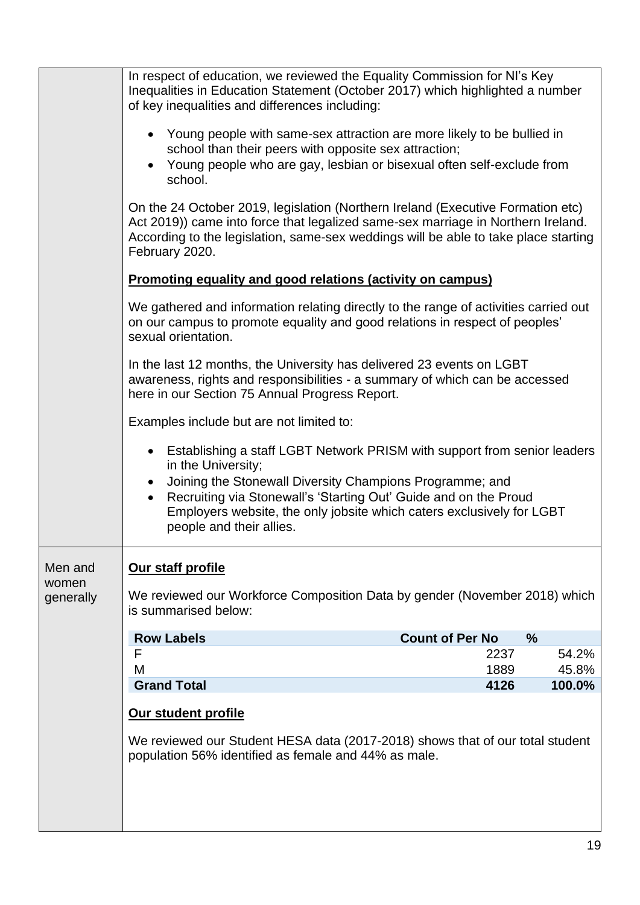In respect of education, we reviewed the Equality Commission for NI's Key Inequalities in Education Statement (October 2017) which highlighted a number of key inequalities and differences including:

- Young people with same-sex attraction are more likely to be bullied in school than their peers with opposite sex attraction;
- Young people who are gay, lesbian or bisexual often self-exclude from school.

On the 24 October 2019, legislation (Northern Ireland (Executive Formation etc) Act 2019)) came into force that legalized same-sex marriage in Northern Ireland. According to the legislation, same-sex weddings will be able to take place starting February 2020.

**Promoting equality and good relations (activity on campus)**

We gathered and information relating directly to the range of activities carried out on our campus to promote equality and good relations in respect of peoples' sexual orientation.

In the last 12 months, the University has delivered 23 events on LGBT awareness, rights and responsibilities - a summary of which can be accessed here in our Section 75 Annual Progress Report.

Examples include but are not limited to:

- Establishing a staff LGBT Network PRISM with support from senior leaders in the University;
- Joining the Stonewall Diversity Champions Programme; and
- Recruiting via Stonewall's 'Starting Out' Guide and on the Proud Employers website, the only jobsite which caters exclusively for LGBT people and their allies.

---

**Men and women generally**

**Our staff profile**

We reviewed our Workforce Composition Data by gender (November 2018) which is summarised below:

| Row Labels | Count of Per No | % |
|---|---|---|
| F | 2237 | 54.2% |
| M | 1889 | 45.8% |
| **Grand Total** | **4126** | **100.0%** |

**Our student profile**

We reviewed our Student HESA data (2017-2018) shows that of our total student population 56% identified as female and 44% as male.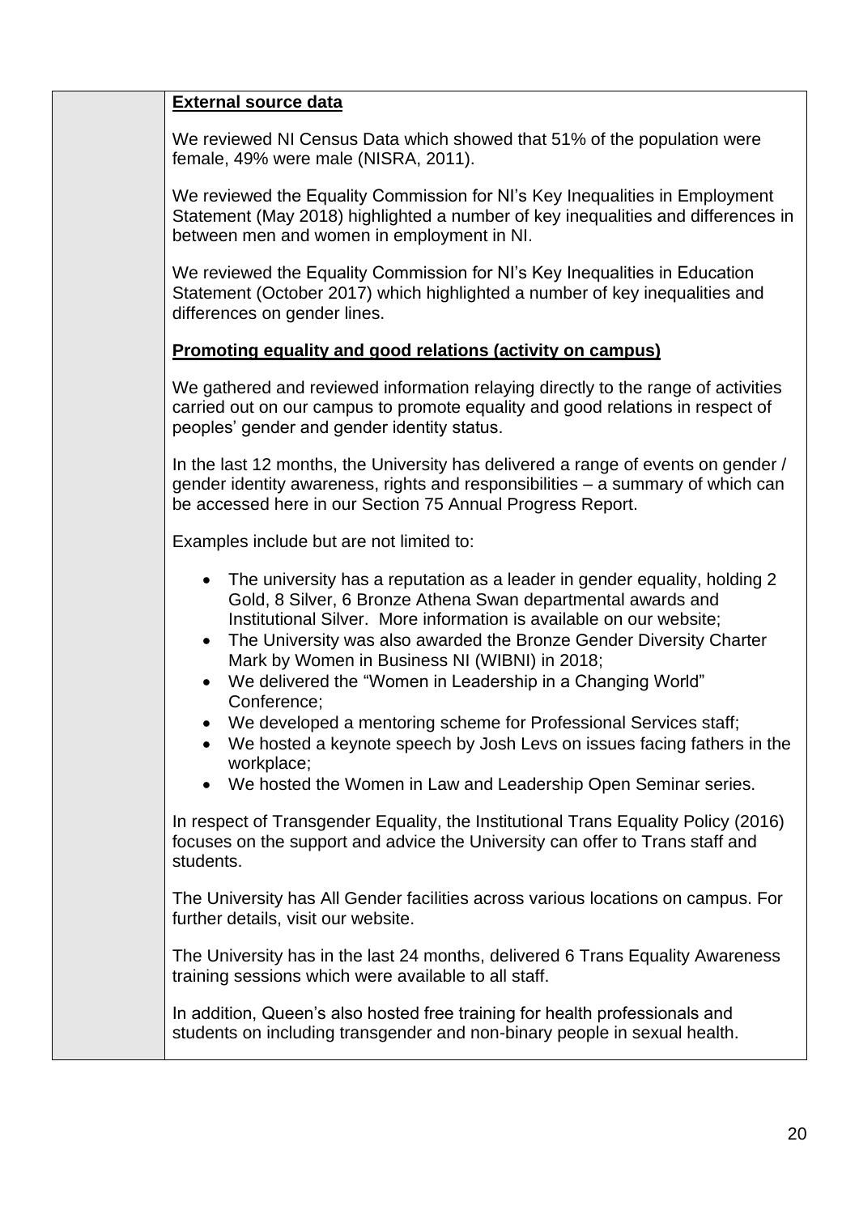**External source data**

We reviewed NI Census Data which showed that 51% of the population were female, 49% were male (NISRA, 2011).

We reviewed the Equality Commission for NI's Key Inequalities in Employment Statement (May 2018) highlighted a number of key inequalities and differences in between men and women in employment in NI.

We reviewed the Equality Commission for NI's Key Inequalities in Education Statement (October 2017) which highlighted a number of key inequalities and differences on gender lines.

**Promoting equality and good relations (activity on campus)**

We gathered and reviewed information relaying directly to the range of activities carried out on our campus to promote equality and good relations in respect of peoples' gender and gender identity status.

In the last 12 months, the University has delivered a range of events on gender / gender identity awareness, rights and responsibilities – a summary of which can be accessed here in our Section 75 Annual Progress Report.

Examples include but are not limited to:

- The university has a reputation as a leader in gender equality, holding 2 Gold, 8 Silver, 6 Bronze Athena Swan departmental awards and Institutional Silver. More information is available on our website;
- The University was also awarded the Bronze Gender Diversity Charter Mark by Women in Business NI (WIBNI) in 2018;
- We delivered the "Women in Leadership in a Changing World" Conference;
- We developed a mentoring scheme for Professional Services staff;
- We hosted a keynote speech by Josh Levs on issues facing fathers in the workplace;
- We hosted the Women in Law and Leadership Open Seminar series.

In respect of Transgender Equality, the Institutional Trans Equality Policy (2016) focuses on the support and advice the University can offer to Trans staff and students.

The University has All Gender facilities across various locations on campus. For further details, visit our website.

The University has in the last 24 months, delivered 6 Trans Equality Awareness training sessions which were available to all staff.

In addition, Queen's also hosted free training for health professionals and students on including transgender and non-binary people in sexual health.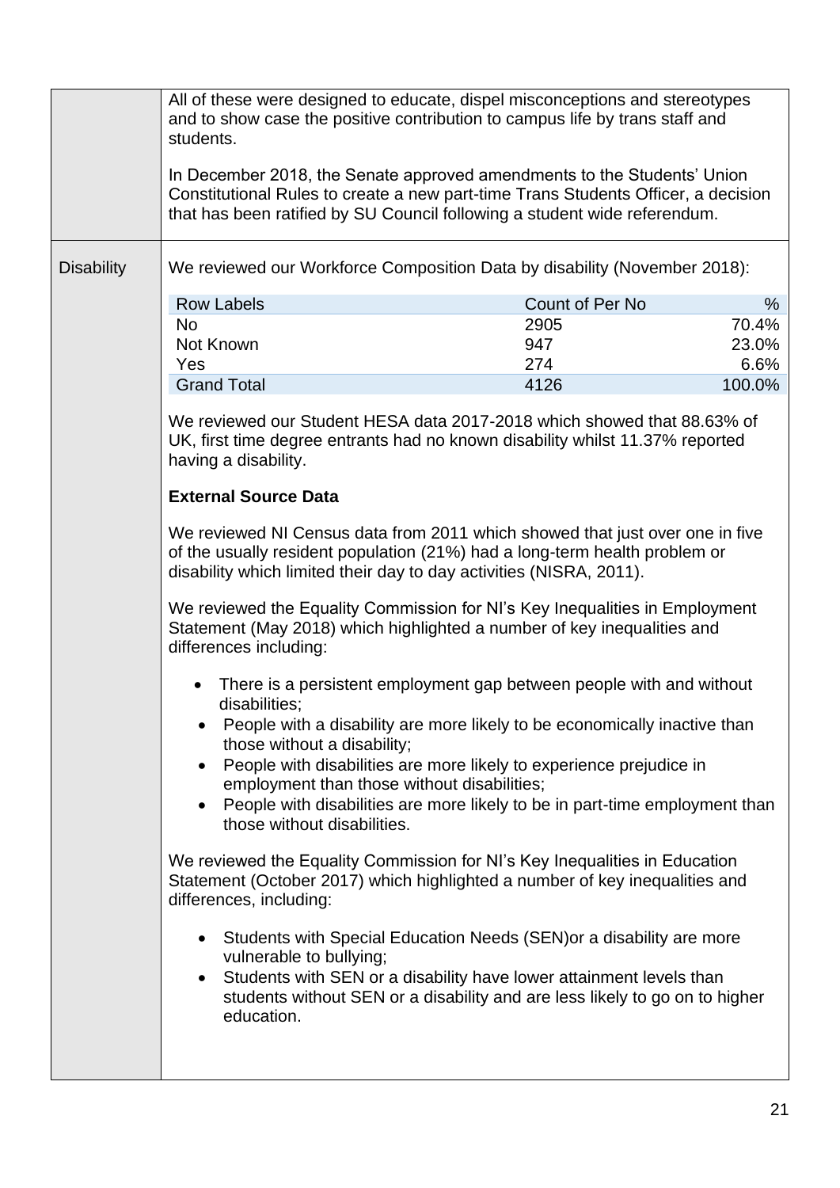| | |
|---|---|
| | All of these were designed to educate, dispel misconceptions and stereotypes and to show case the positive contribution to campus life by trans staff and students.<br><br>In December 2018, the Senate approved amendments to the Students' Union Constitutional Rules to create a new part-time Trans Students Officer, a decision that has been ratified by SU Council following a student wide referendum. |
| Disability | We reviewed our Workforce Composition Data by disability (November 2018):<br><br>Row Labels / Count of Per No / %<br>No / 2905 / 70.4%<br>Not Known / 947 / 23.0%<br>Yes / 274 / 6.6%<br>Grand Total / 4126 / 100.0%<br><br>We reviewed our Student HESA data 2017-2018 which showed that 88.63% of UK, first time degree entrants had no known disability whilst 11.37% reported having a disability.<br><br>**External Source Data**<br><br>We reviewed NI Census data from 2011 which showed that just over one in five of the usually resident population (21%) had a long-term health problem or disability which limited their day to day activities (NISRA, 2011).<br><br>We reviewed the Equality Commission for NI's Key Inequalities in Employment Statement (May 2018) which highlighted a number of key inequalities and differences including:<br><br>• There is a persistent employment gap between people with and without disabilities;<br>• People with a disability are more likely to be economically inactive than those without a disability;<br>• People with disabilities are more likely to experience prejudice in employment than those without disabilities;<br>• People with disabilities are more likely to be in part-time employment than those without disabilities.<br><br>We reviewed the Equality Commission for NI's Key Inequalities in Education Statement (October 2017) which highlighted a number of key inequalities and differences, including:<br><br>• Students with Special Education Needs (SEN)or a disability are more vulnerable to bullying;<br>• Students with SEN or a disability have lower attainment levels than students without SEN or a disability and are less likely to go on to higher education. |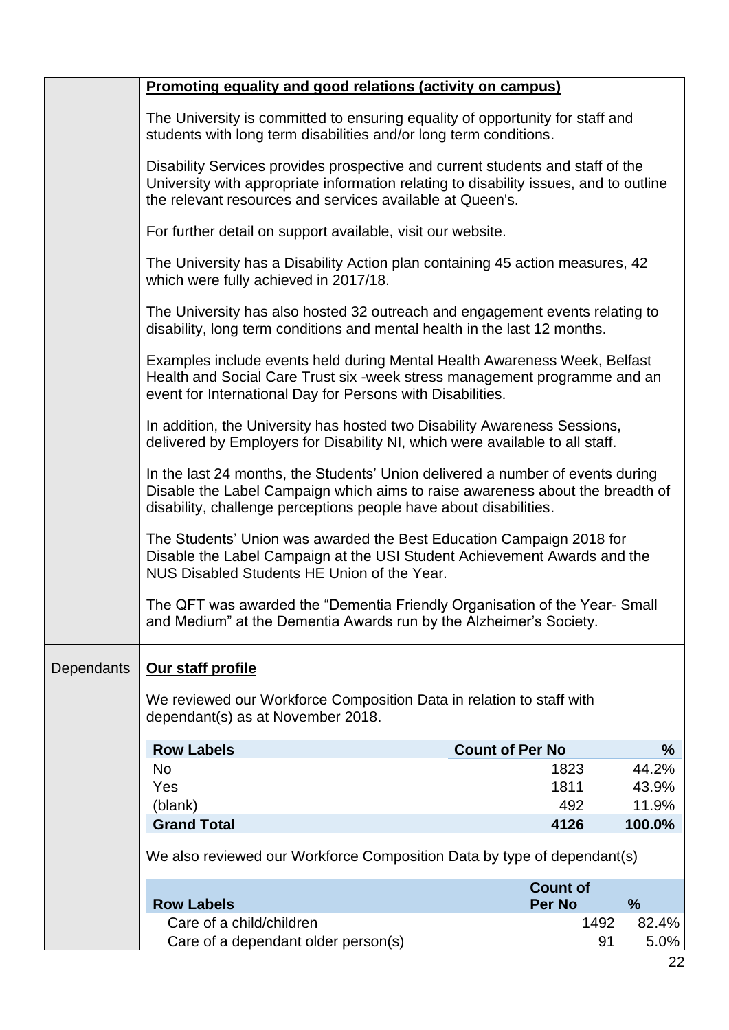**Promoting equality and good relations (activity on campus)**

The University is committed to ensuring equality of opportunity for staff and students with long term disabilities and/or long term conditions.

Disability Services provides prospective and current students and staff of the University with appropriate information relating to disability issues, and to outline the relevant resources and services available at Queen's.

For further detail on support available, visit our website.

The University has a Disability Action plan containing 45 action measures, 42 which were fully achieved in 2017/18.

The University has also hosted 32 outreach and engagement events relating to disability, long term conditions and mental health in the last 12 months.

Examples include events held during Mental Health Awareness Week, Belfast Health and Social Care Trust six -week stress management programme and an event for International Day for Persons with Disabilities.

In addition, the University has hosted two Disability Awareness Sessions, delivered by Employers for Disability NI, which were available to all staff.

In the last 24 months, the Students' Union delivered a number of events during Disable the Label Campaign which aims to raise awareness about the breadth of disability, challenge perceptions people have about disabilities.

The Students' Union was awarded the Best Education Campaign 2018 for Disable the Label Campaign at the USI Student Achievement Awards and the NUS Disabled Students HE Union of the Year.

The QFT was awarded the "Dementia Friendly Organisation of the Year- Small and Medium" at the Dementia Awards run by the Alzheimer's Society.

## Dependants

**Our staff profile**

We reviewed our Workforce Composition Data in relation to staff with dependant(s) as at November 2018.

| Row Labels | Count of Per No | % |
|---|---|---|
| No | 1823 | 44.2% |
| Yes | 1811 | 43.9% |
| (blank) | 492 | 11.9% |
| **Grand Total** | **4126** | **100.0%** |

We also reviewed our Workforce Composition Data by type of dependant(s)

| Row Labels | Count of Per No | % |
|---|---|---|
| Care of a child/children | 1492 | 82.4% |
| Care of a dependant older person(s) | 91 | 5.0% |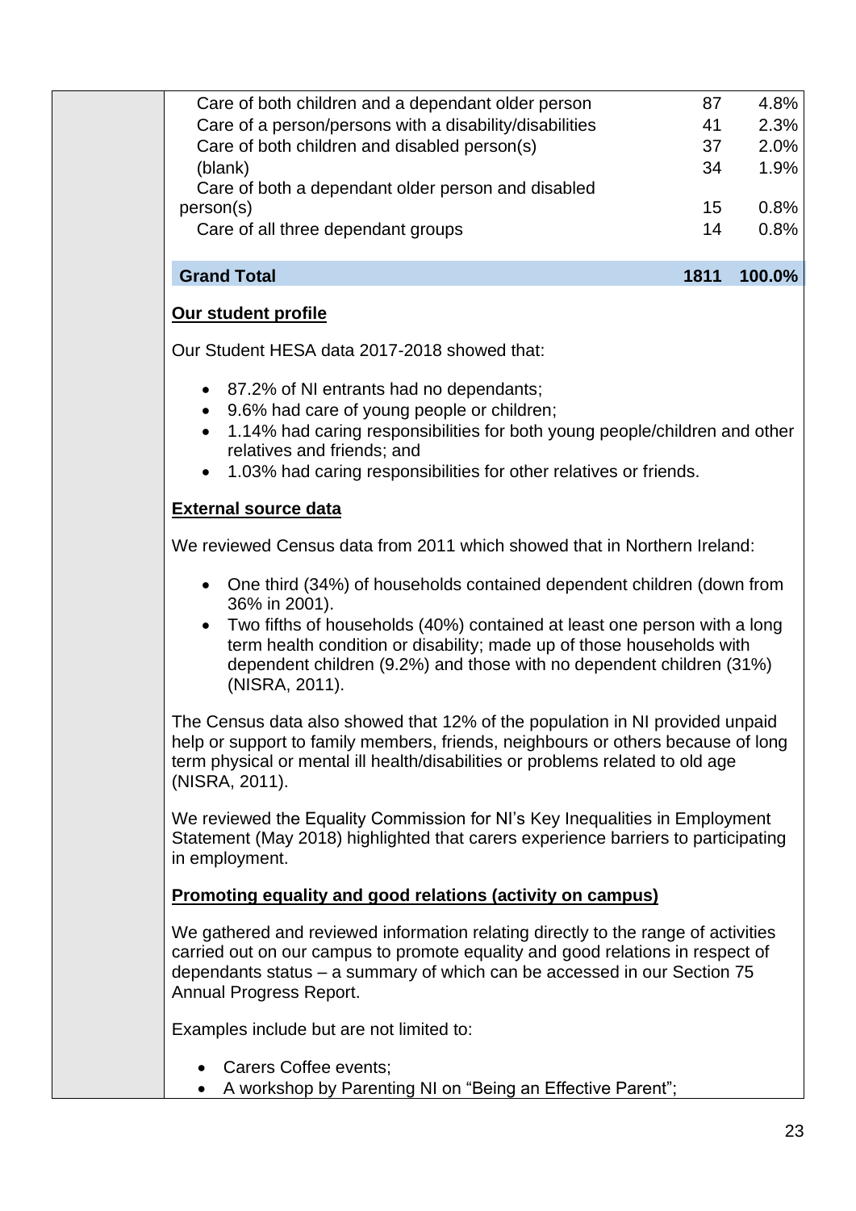| | | |
|---|---|---|
| Care of both children and a dependant older person | 87 | 4.8% |
| Care of a person/persons with a disability/disabilities | 41 | 2.3% |
| Care of both children and disabled person(s) | 37 | 2.0% |
| (blank) | 34 | 1.9% |
| Care of both a dependant older person and disabled person(s) | 15 | 0.8% |
| Care of all three dependant groups | 14 | 0.8% |
| **Grand Total** | **1811** | **100.0%** |

**Our student profile**

Our Student HESA data 2017-2018 showed that:

- 87.2% of NI entrants had no dependants;
- 9.6% had care of young people or children;
- 1.14% had caring responsibilities for both young people/children and other relatives and friends; and
- 1.03% had caring responsibilities for other relatives or friends.

**External source data**

We reviewed Census data from 2011 which showed that in Northern Ireland:

- One third (34%) of households contained dependent children (down from 36% in 2001).
- Two fifths of households (40%) contained at least one person with a long term health condition or disability; made up of those households with dependent children (9.2%) and those with no dependent children (31%) (NISRA, 2011).

The Census data also showed that 12% of the population in NI provided unpaid help or support to family members, friends, neighbours or others because of long term physical or mental ill health/disabilities or problems related to old age (NISRA, 2011).

We reviewed the Equality Commission for NI's Key Inequalities in Employment Statement (May 2018) highlighted that carers experience barriers to participating in employment.

**Promoting equality and good relations (activity on campus)**

We gathered and reviewed information relating directly to the range of activities carried out on our campus to promote equality and good relations in respect of dependants status – a summary of which can be accessed in our Section 75 Annual Progress Report.

Examples include but are not limited to:

- Carers Coffee events;
- A workshop by Parenting NI on "Being an Effective Parent";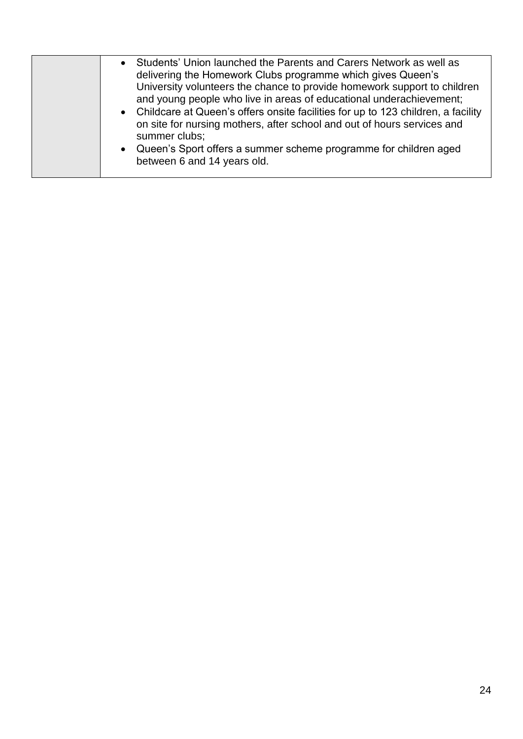| | |
|---|---|
| | • Students' Union launched the Parents and Carers Network as well as delivering the Homework Clubs programme which gives Queen's University volunteers the chance to provide homework support to children and young people who live in areas of educational underachievement;<br>• Childcare at Queen's offers onsite facilities for up to 123 children, a facility on site for nursing mothers, after school and out of hours services and summer clubs;<br>• Queen's Sport offers a summer scheme programme for children aged between 6 and 14 years old. |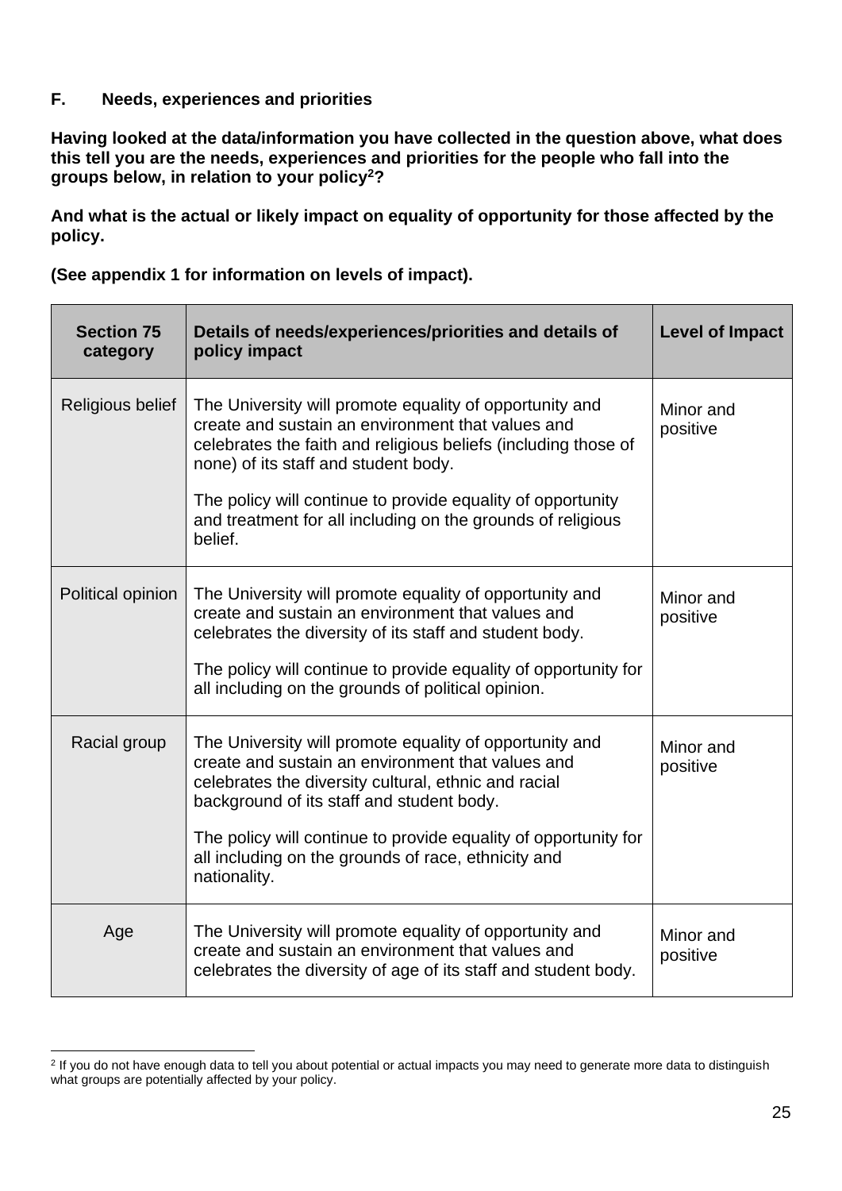**F. Needs, experiences and priorities**

**Having looked at the data/information you have collected in the question above, what does this tell you are the needs, experiences and priorities for the people who fall into the groups below, in relation to your policy[2]?**

**And what is the actual or likely impact on equality of opportunity for those affected by the policy.**

**(See appendix 1 for information on levels of impact).**

| Section 75 category | Details of needs/experiences/priorities and details of policy impact | Level of Impact |
|---|---|---|
| Religious belief | The University will promote equality of opportunity and create and sustain an environment that values and celebrates the faith and religious beliefs (including those of none) of its staff and student body.<br><br>The policy will continue to provide equality of opportunity and treatment for all including on the grounds of religious belief. | Minor and positive |
| Political opinion | The University will promote equality of opportunity and create and sustain an environment that values and celebrates the diversity of its staff and student body.<br><br>The policy will continue to provide equality of opportunity for all including on the grounds of political opinion. | Minor and positive |
| Racial group | The University will promote equality of opportunity and create and sustain an environment that values and celebrates the diversity cultural, ethnic and racial background of its staff and student body.<br><br>The policy will continue to provide equality of opportunity for all including on the grounds of race, ethnicity and nationality. | Minor and positive |
| Age | The University will promote equality of opportunity and create and sustain an environment that values and celebrates the diversity of age of its staff and student body. | Minor and positive |

[2] If you do not have enough data to tell you about potential or actual impacts you may need to generate more data to distinguish what groups are potentially affected by your policy.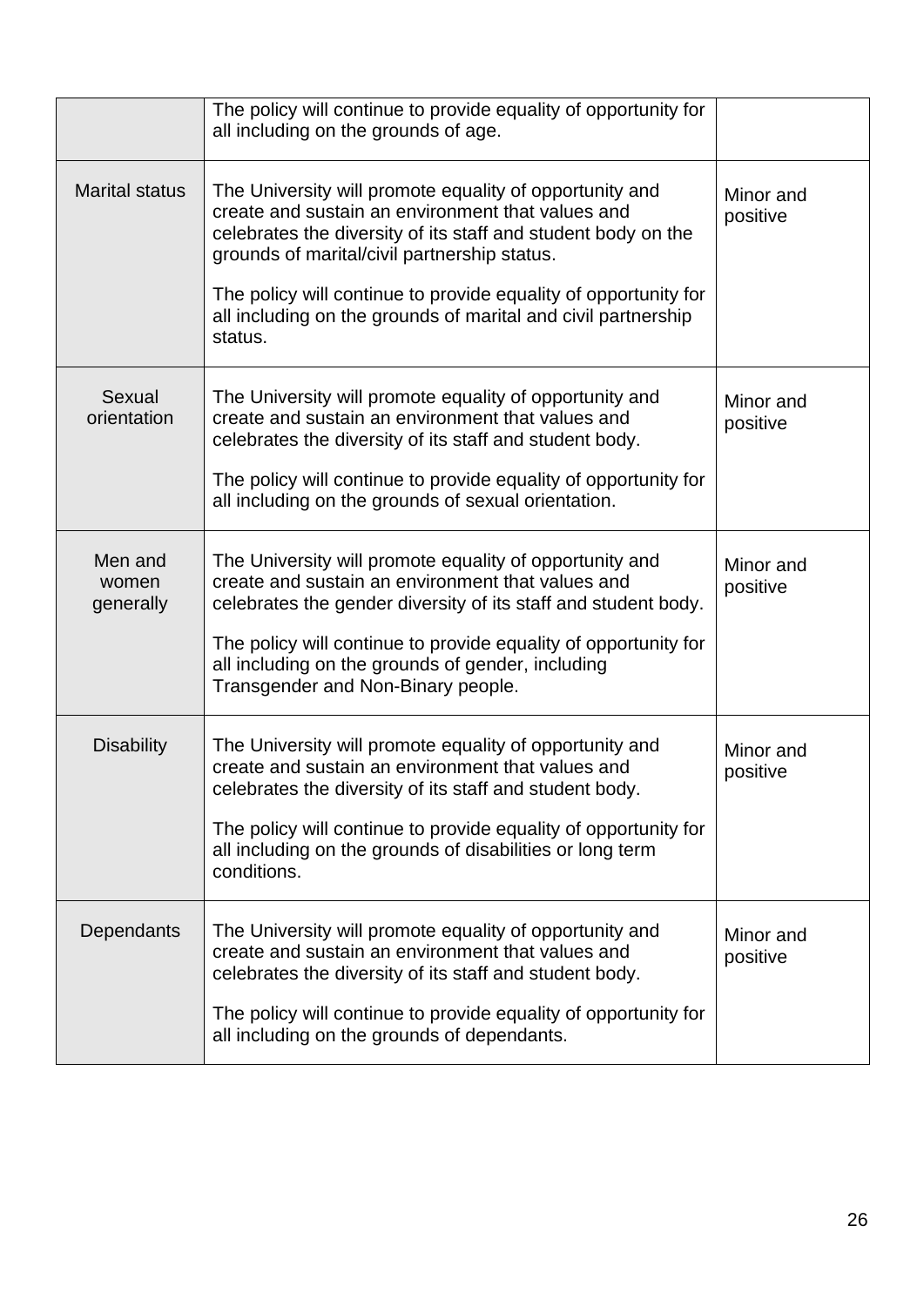| | | |
|---|---|---|
| | The policy will continue to provide equality of opportunity for all including on the grounds of age. | |
| Marital status | The University will promote equality of opportunity and create and sustain an environment that values and celebrates the diversity of its staff and student body on the grounds of marital/civil partnership status.<br><br>The policy will continue to provide equality of opportunity for all including on the grounds of marital and civil partnership status. | Minor and positive |
| Sexual orientation | The University will promote equality of opportunity and create and sustain an environment that values and celebrates the diversity of its staff and student body.<br><br>The policy will continue to provide equality of opportunity for all including on the grounds of sexual orientation. | Minor and positive |
| Men and women generally | The University will promote equality of opportunity and create and sustain an environment that values and celebrates the gender diversity of its staff and student body.<br><br>The policy will continue to provide equality of opportunity for all including on the grounds of gender, including Transgender and Non-Binary people. | Minor and positive |
| Disability | The University will promote equality of opportunity and create and sustain an environment that values and celebrates the diversity of its staff and student body.<br><br>The policy will continue to provide equality of opportunity for all including on the grounds of disabilities or long term conditions. | Minor and positive |
| Dependants | The University will promote equality of opportunity and create and sustain an environment that values and celebrates the diversity of its staff and student body.<br><br>The policy will continue to provide equality of opportunity for all including on the grounds of dependants. | Minor and positive |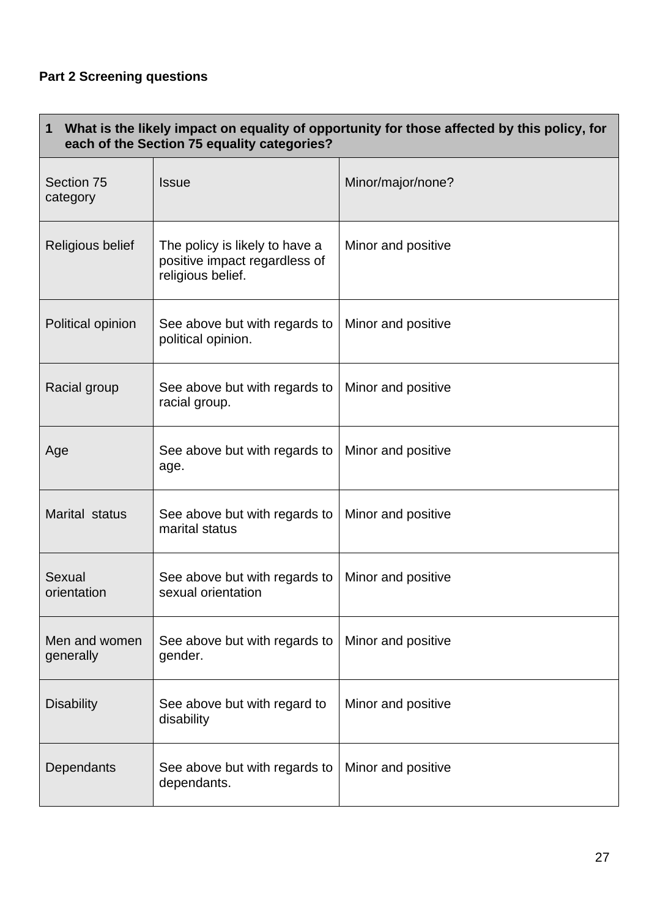**Part 2 Screening questions**

| 1 What is the likely impact on equality of opportunity for those affected by this policy, for each of the Section 75 equality categories? | | |
|---|---|---|
| Section 75 category | Issue | Minor/major/none? |
| Religious belief | The policy is likely to have a positive impact regardless of religious belief. | Minor and positive |
| Political opinion | See above but with regards to political opinion. | Minor and positive |
| Racial group | See above but with regards to racial group. | Minor and positive |
| Age | See above but with regards to age. | Minor and positive |
| Marital status | See above but with regards to marital status | Minor and positive |
| Sexual orientation | See above but with regards to sexual orientation | Minor and positive |
| Men and women generally | See above but with regards to gender. | Minor and positive |
| Disability | See above but with regard to disability | Minor and positive |
| Dependants | See above but with regards to dependants. | Minor and positive |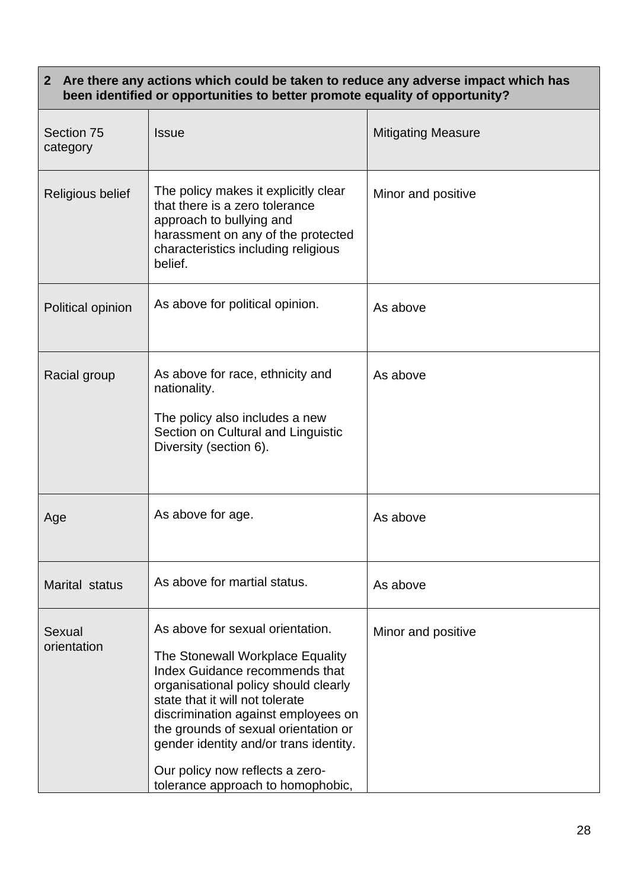| 2 Are there any actions which could be taken to reduce any adverse impact which has been identified or opportunities to better promote equality of opportunity? | | |
|---|---|---|
| Section 75 category | Issue | Mitigating Measure |
| Religious belief | The policy makes it explicitly clear that there is a zero tolerance approach to bullying and harassment on any of the protected characteristics including religious belief. | Minor and positive |
| Political opinion | As above for political opinion. | As above |
| Racial group | As above for race, ethnicity and nationality.<br><br>The policy also includes a new Section on Cultural and Linguistic Diversity (section 6). | As above |
| Age | As above for age. | As above |
| Marital status | As above for martial status. | As above |
| Sexual orientation | As above for sexual orientation.<br><br>The Stonewall Workplace Equality Index Guidance recommends that organisational policy should clearly state that it will not tolerate discrimination against employees on the grounds of sexual orientation or gender identity and/or trans identity.<br><br>Our policy now reflects a zero-tolerance approach to homophobic, | Minor and positive |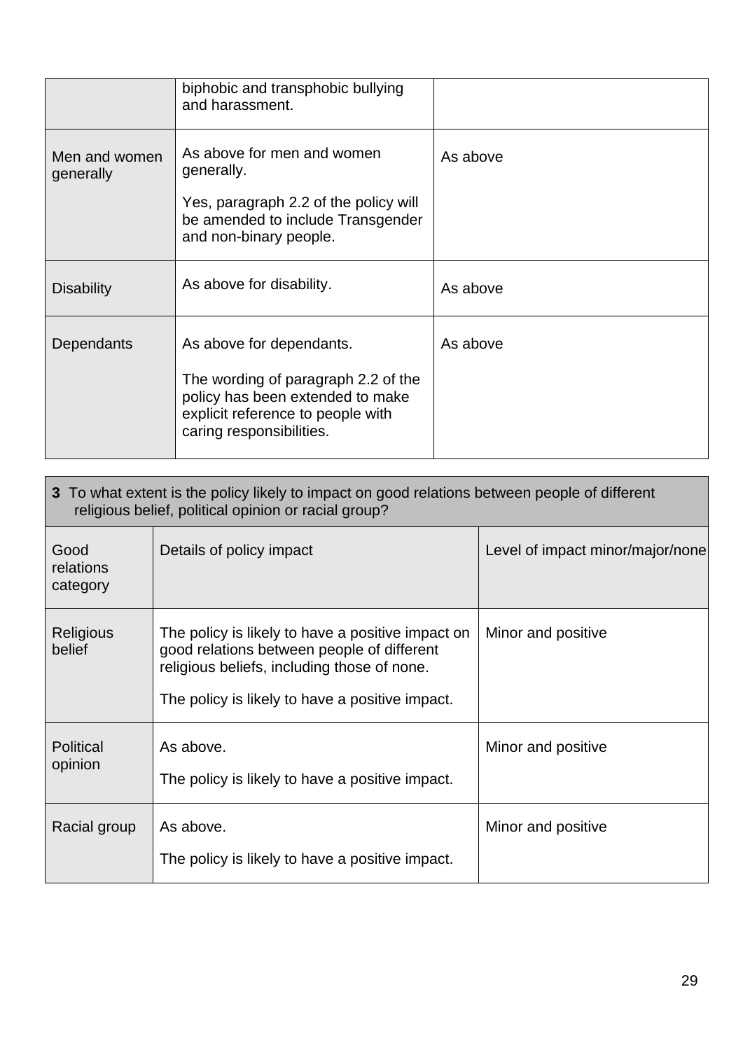| | | |
|---|---|---|
| | biphobic and transphobic bullying and harassment. | |
| Men and women generally | As above for men and women generally.<br><br>Yes, paragraph 2.2 of the policy will be amended to include Transgender and non-binary people. | As above |
| Disability | As above for disability. | As above |
| Dependants | As above for dependants.<br><br>The wording of paragraph 2.2 of the policy has been extended to make explicit reference to people with caring responsibilities. | As above |

| **3** To what extent is the policy likely to impact on good relations between people of different religious belief, political opinion or racial group? | | |
|---|---|---|
| Good relations category | Details of policy impact | Level of impact minor/major/none |
| Religious belief | The policy is likely to have a positive impact on good relations between people of different religious beliefs, including those of none.<br><br>The policy is likely to have a positive impact. | Minor and positive |
| Political opinion | As above.<br><br>The policy is likely to have a positive impact. | Minor and positive |
| Racial group | As above.<br><br>The policy is likely to have a positive impact. | Minor and positive |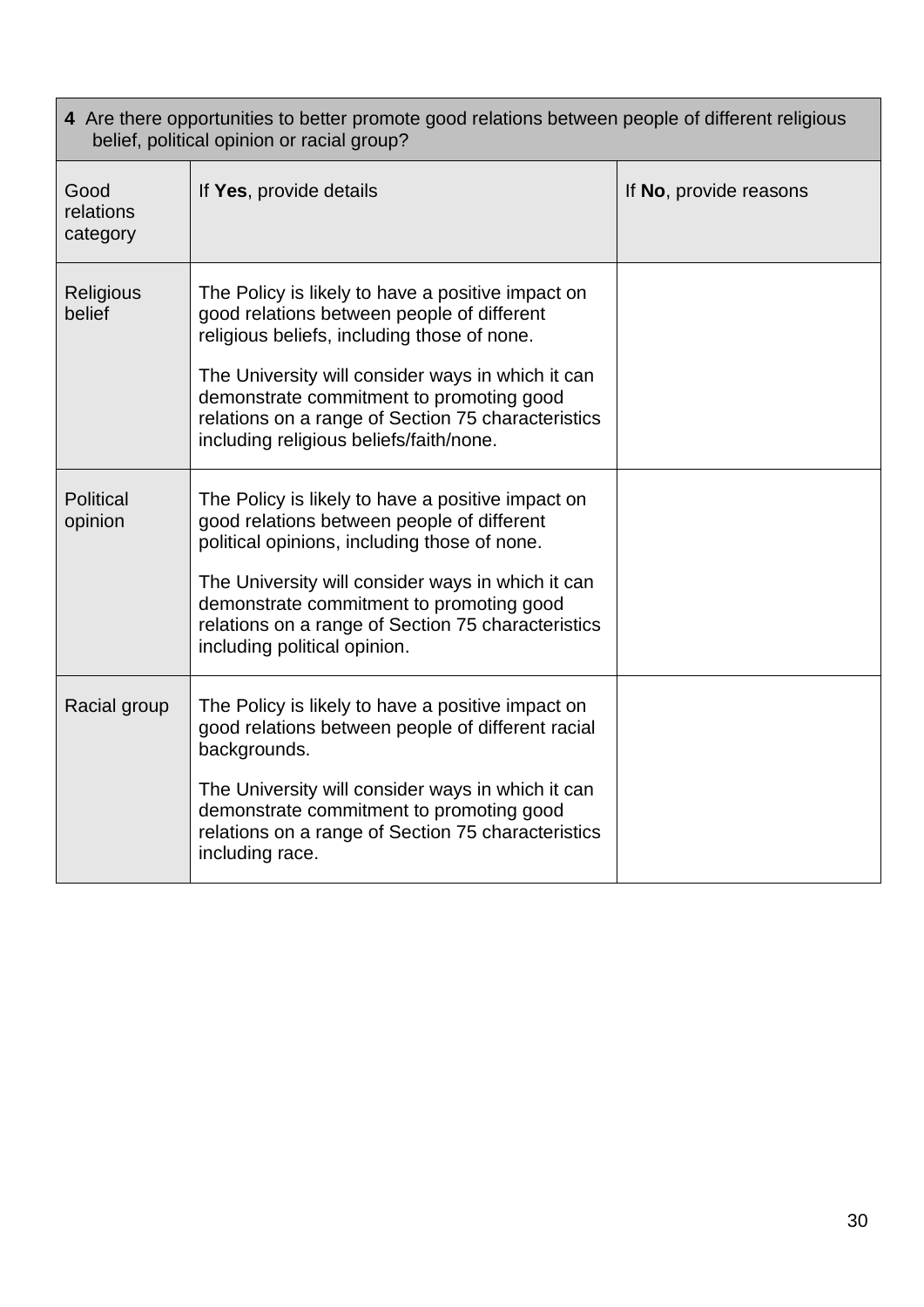| **4** Are there opportunities to better promote good relations between people of different religious belief, political opinion or racial group? | | |
|---|---|---|
| Good relations category | If **Yes**, provide details | If **No**, provide reasons |
| Religious belief | The Policy is likely to have a positive impact on good relations between people of different religious beliefs, including those of none.<br><br>The University will consider ways in which it can demonstrate commitment to promoting good relations on a range of Section 75 characteristics including religious beliefs/faith/none. | |
| Political opinion | The Policy is likely to have a positive impact on good relations between people of different political opinions, including those of none.<br><br>The University will consider ways in which it can demonstrate commitment to promoting good relations on a range of Section 75 characteristics including political opinion. | |
| Racial group | The Policy is likely to have a positive impact on good relations between people of different racial backgrounds.<br><br>The University will consider ways in which it can demonstrate commitment to promoting good relations on a range of Section 75 characteristics including race. | |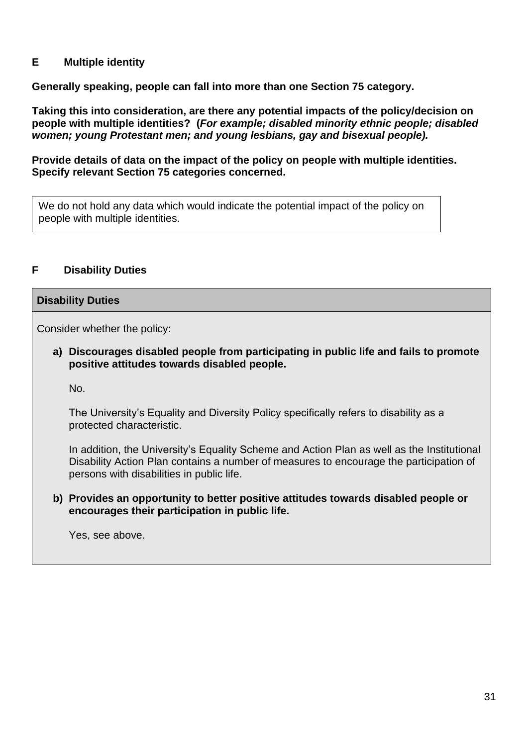## E Multiple identity

**Generally speaking, people can fall into more than one Section 75 category.**

**Taking this into consideration, are there any potential impacts of the policy/decision on people with multiple identities? (*For example; disabled minority ethnic people; disabled women; young Protestant men; and young lesbians, gay and bisexual people).***

**Provide details of data on the impact of the policy on people with multiple identities. Specify relevant Section 75 categories concerned.**

| We do not hold any data which would indicate the potential impact of the policy on people with multiple identities. |
| --- |

## F Disability Duties

| **Disability Duties** |
| --- |
| Consider whether the policy:<br><br>**a) Discourages disabled people from participating in public life and fails to promote positive attitudes towards disabled people.**<br><br>No.<br><br>The University's Equality and Diversity Policy specifically refers to disability as a protected characteristic.<br><br>In addition, the University's Equality Scheme and Action Plan as well as the Institutional Disability Action Plan contains a number of measures to encourage the participation of persons with disabilities in public life.<br><br>**b) Provides an opportunity to better positive attitudes towards disabled people or encourages their participation in public life.**<br><br>Yes, see above. |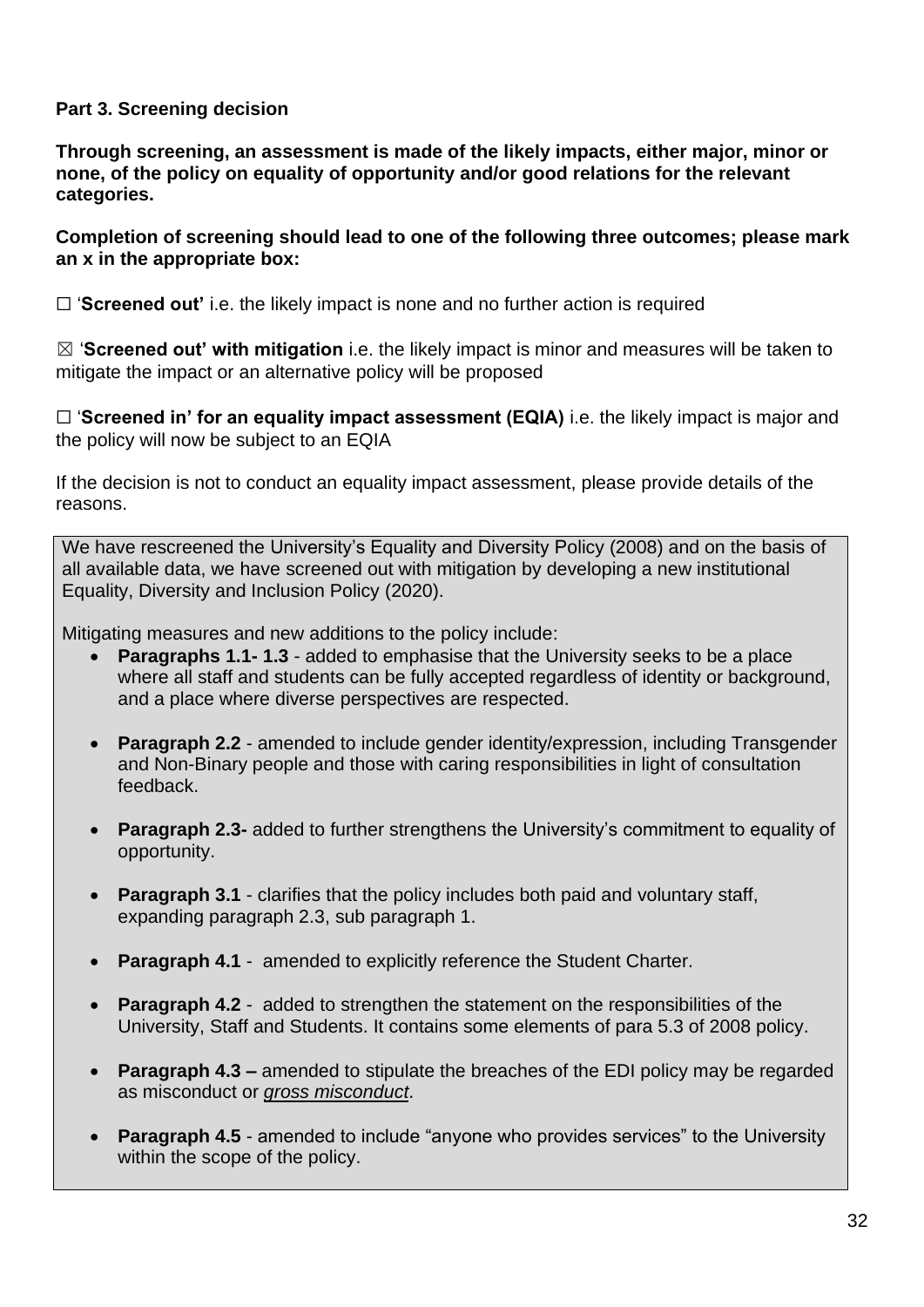**Part 3. Screening decision**

**Through screening, an assessment is made of the likely impacts, either major, minor or none, of the policy on equality of opportunity and/or good relations for the relevant categories.**

**Completion of screening should lead to one of the following three outcomes; please mark an x in the appropriate box:**

☐ '**Screened out'** i.e. the likely impact is none and no further action is required

☒ '**Screened out' with mitigation** i.e. the likely impact is minor and measures will be taken to mitigate the impact or an alternative policy will be proposed

☐ '**Screened in' for an equality impact assessment (EQIA)** i.e. the likely impact is major and the policy will now be subject to an EQIA

If the decision is not to conduct an equality impact assessment, please provide details of the reasons.

We have rescreened the University's Equality and Diversity Policy (2008) and on the basis of all available data, we have screened out with mitigation by developing a new institutional Equality, Diversity and Inclusion Policy (2020).

Mitigating measures and new additions to the policy include:

- **Paragraphs 1.1- 1.3** - added to emphasise that the University seeks to be a place where all staff and students can be fully accepted regardless of identity or background, and a place where diverse perspectives are respected.
- **Paragraph 2.2** - amended to include gender identity/expression, including Transgender and Non-Binary people and those with caring responsibilities in light of consultation feedback.
- **Paragraph 2.3-** added to further strengthens the University's commitment to equality of opportunity.
- **Paragraph 3.1** - clarifies that the policy includes both paid and voluntary staff, expanding paragraph 2.3, sub paragraph 1.
- **Paragraph 4.1** - amended to explicitly reference the Student Charter.
- **Paragraph 4.2** - added to strengthen the statement on the responsibilities of the University, Staff and Students. It contains some elements of para 5.3 of 2008 policy.
- **Paragraph 4.3 –** amended to stipulate the breaches of the EDI policy may be regarded as misconduct or *gross misconduct*.
- **Paragraph 4.5** - amended to include "anyone who provides services" to the University within the scope of the policy.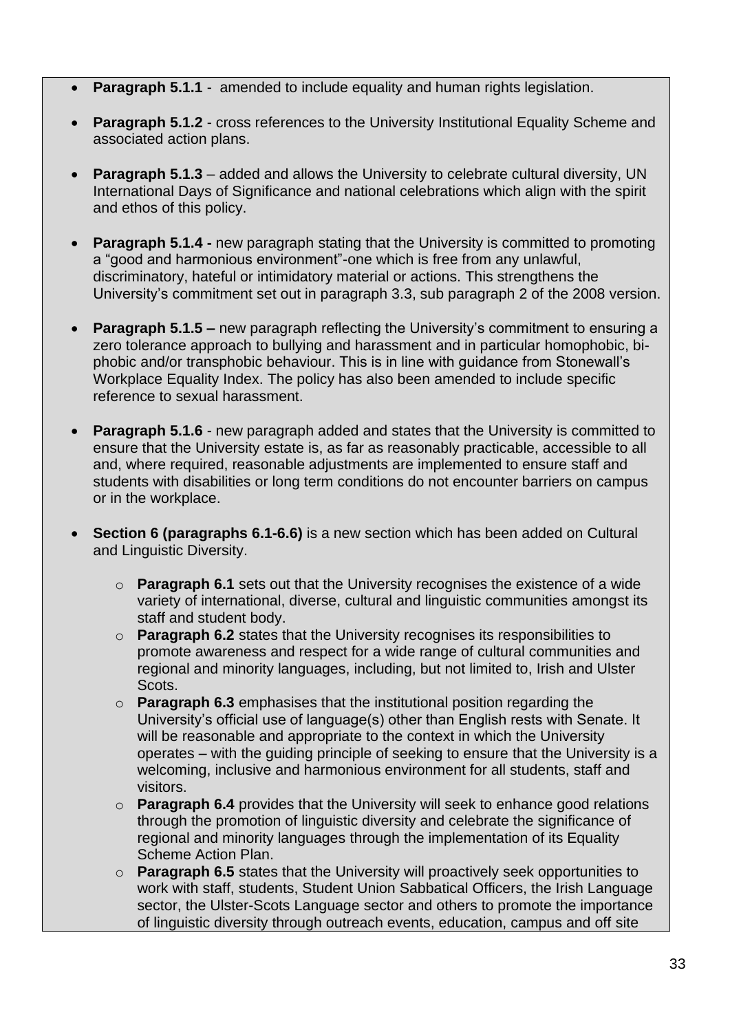- **Paragraph 5.1.1** - amended to include equality and human rights legislation.

- **Paragraph 5.1.2** - cross references to the University Institutional Equality Scheme and associated action plans.

- **Paragraph 5.1.3** – added and allows the University to celebrate cultural diversity, UN International Days of Significance and national celebrations which align with the spirit and ethos of this policy.

- **Paragraph 5.1.4 -** new paragraph stating that the University is committed to promoting a "good and harmonious environment"-one which is free from any unlawful, discriminatory, hateful or intimidatory material or actions. This strengthens the University's commitment set out in paragraph 3.3, sub paragraph 2 of the 2008 version.

- **Paragraph 5.1.5 –** new paragraph reflecting the University's commitment to ensuring a zero tolerance approach to bullying and harassment and in particular homophobic, bi-phobic and/or transphobic behaviour. This is in line with guidance from Stonewall's Workplace Equality Index. The policy has also been amended to include specific reference to sexual harassment.

- **Paragraph 5.1.6** - new paragraph added and states that the University is committed to ensure that the University estate is, as far as reasonably practicable, accessible to all and, where required, reasonable adjustments are implemented to ensure staff and students with disabilities or long term conditions do not encounter barriers on campus or in the workplace.

- **Section 6 (paragraphs 6.1-6.6)** is a new section which has been added on Cultural and Linguistic Diversity.

    - **Paragraph 6.1** sets out that the University recognises the existence of a wide variety of international, diverse, cultural and linguistic communities amongst its staff and student body.
    - **Paragraph 6.2** states that the University recognises its responsibilities to promote awareness and respect for a wide range of cultural communities and regional and minority languages, including, but not limited to, Irish and Ulster Scots.
    - **Paragraph 6.3** emphasises that the institutional position regarding the University's official use of language(s) other than English rests with Senate. It will be reasonable and appropriate to the context in which the University operates – with the guiding principle of seeking to ensure that the University is a welcoming, inclusive and harmonious environment for all students, staff and visitors.
    - **Paragraph 6.4** provides that the University will seek to enhance good relations through the promotion of linguistic diversity and celebrate the significance of regional and minority languages through the implementation of its Equality Scheme Action Plan.
    - **Paragraph 6.5** states that the University will proactively seek opportunities to work with staff, students, Student Union Sabbatical Officers, the Irish Language sector, the Ulster-Scots Language sector and others to promote the importance of linguistic diversity through outreach events, education, campus and off site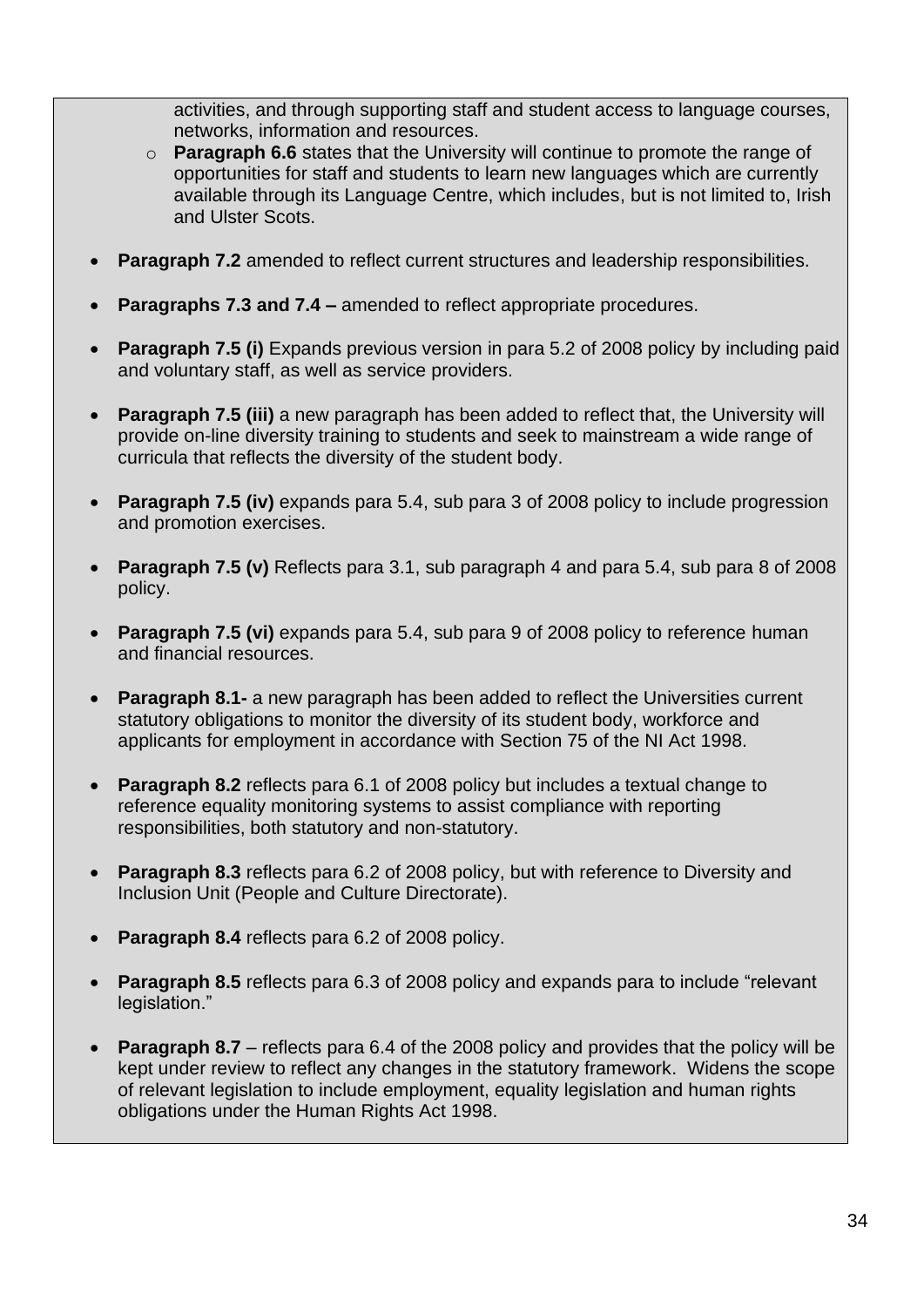activities, and through supporting staff and student access to language courses, networks, information and resources.
  - **Paragraph 6.6** states that the University will continue to promote the range of opportunities for staff and students to learn new languages which are currently available through its Language Centre, which includes, but is not limited to, Irish and Ulster Scots.

- **Paragraph 7.2** amended to reflect current structures and leadership responsibilities.

- **Paragraphs 7.3 and 7.4 –** amended to reflect appropriate procedures.

- **Paragraph 7.5 (i)** Expands previous version in para 5.2 of 2008 policy by including paid and voluntary staff, as well as service providers.

- **Paragraph 7.5 (iii)** a new paragraph has been added to reflect that, the University will provide on-line diversity training to students and seek to mainstream a wide range of curricula that reflects the diversity of the student body.

- **Paragraph 7.5 (iv)** expands para 5.4, sub para 3 of 2008 policy to include progression and promotion exercises.

- **Paragraph 7.5 (v)** Reflects para 3.1, sub paragraph 4 and para 5.4, sub para 8 of 2008 policy.

- **Paragraph 7.5 (vi)** expands para 5.4, sub para 9 of 2008 policy to reference human and financial resources.

- **Paragraph 8.1-** a new paragraph has been added to reflect the Universities current statutory obligations to monitor the diversity of its student body, workforce and applicants for employment in accordance with Section 75 of the NI Act 1998.

- **Paragraph 8.2** reflects para 6.1 of 2008 policy but includes a textual change to reference equality monitoring systems to assist compliance with reporting responsibilities, both statutory and non-statutory.

- **Paragraph 8.3** reflects para 6.2 of 2008 policy, but with reference to Diversity and Inclusion Unit (People and Culture Directorate).

- **Paragraph 8.4** reflects para 6.2 of 2008 policy.

- **Paragraph 8.5** reflects para 6.3 of 2008 policy and expands para to include "relevant legislation."

- **Paragraph 8.7** – reflects para 6.4 of the 2008 policy and provides that the policy will be kept under review to reflect any changes in the statutory framework. Widens the scope of relevant legislation to include employment, equality legislation and human rights obligations under the Human Rights Act 1998.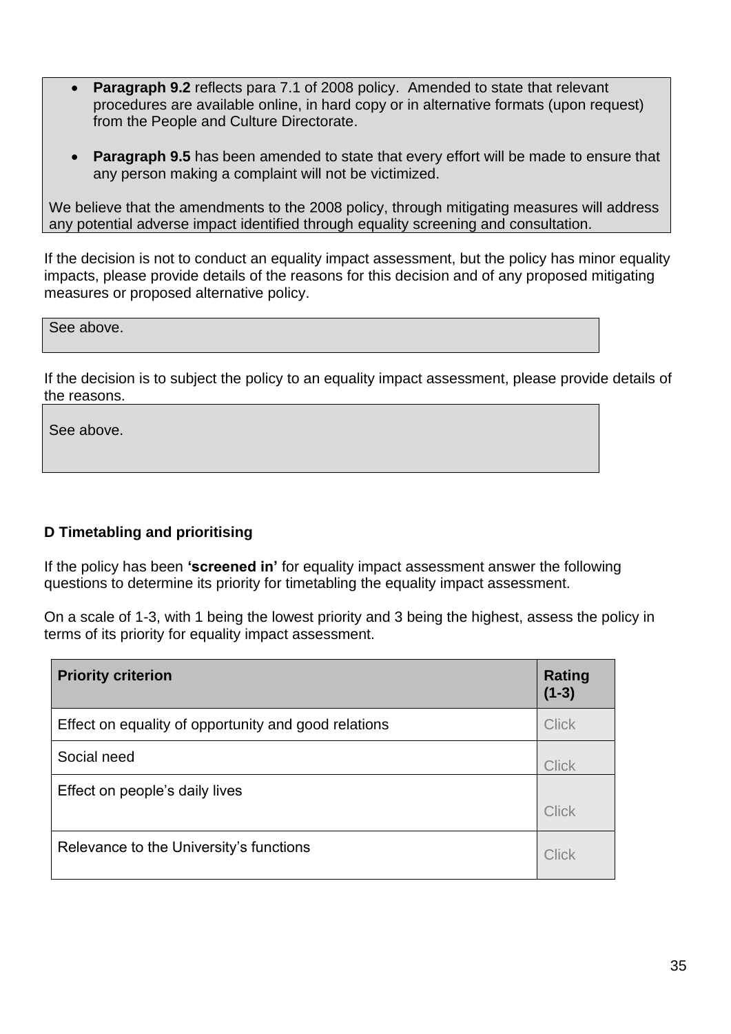- **Paragraph 9.2** reflects para 7.1 of 2008 policy. Amended to state that relevant procedures are available online, in hard copy or in alternative formats (upon request) from the People and Culture Directorate.
- **Paragraph 9.5** has been amended to state that every effort will be made to ensure that any person making a complaint will not be victimized.

We believe that the amendments to the 2008 policy, through mitigating measures will address any potential adverse impact identified through equality screening and consultation.

If the decision is not to conduct an equality impact assessment, but the policy has minor equality impacts, please provide details of the reasons for this decision and of any proposed mitigating measures or proposed alternative policy.

See above.

If the decision is to subject the policy to an equality impact assessment, please provide details of the reasons.

See above.

**D Timetabling and prioritising**

If the policy has been **'screened in'** for equality impact assessment answer the following questions to determine its priority for timetabling the equality impact assessment.

On a scale of 1-3, with 1 being the lowest priority and 3 being the highest, assess the policy in terms of its priority for equality impact assessment.

| Priority criterion | Rating (1-3) |
|---|---|
| Effect on equality of opportunity and good relations | Click |
| Social need | Click |
| Effect on people's daily lives | Click |
| Relevance to the University's functions | Click |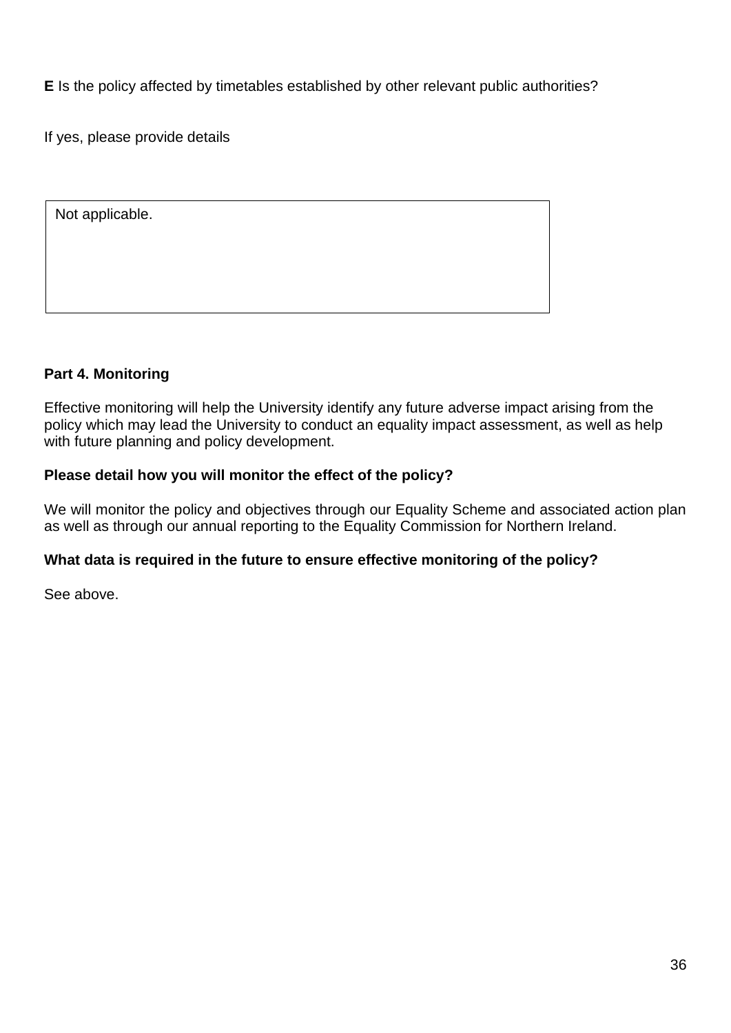**E** Is the policy affected by timetables established by other relevant public authorities?

If yes, please provide details

| Not applicable. |
|---|

**Part 4. Monitoring**

Effective monitoring will help the University identify any future adverse impact arising from the policy which may lead the University to conduct an equality impact assessment, as well as help with future planning and policy development.

**Please detail how you will monitor the effect of the policy?**

We will monitor the policy and objectives through our Equality Scheme and associated action plan as well as through our annual reporting to the Equality Commission for Northern Ireland.

**What data is required in the future to ensure effective monitoring of the policy?**

See above.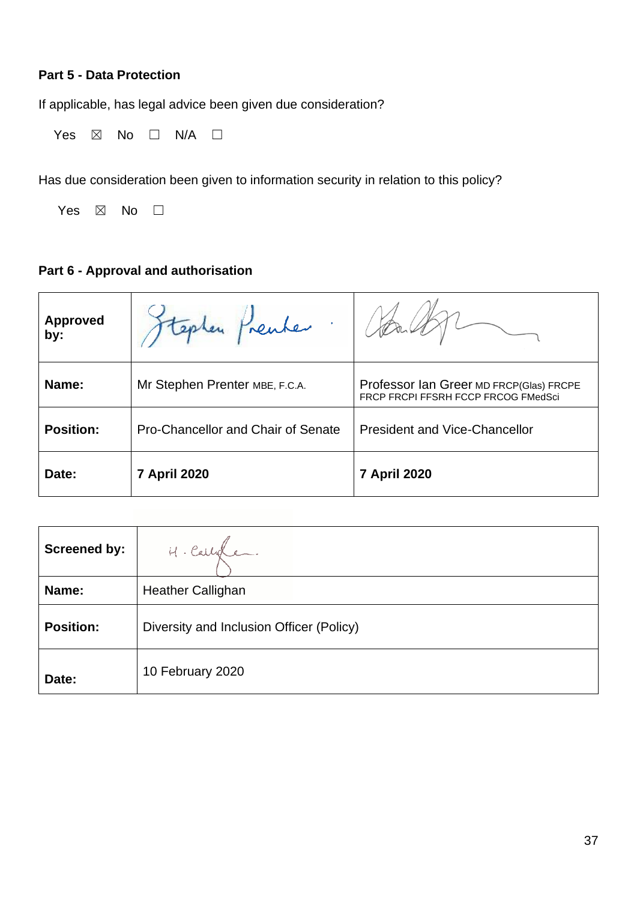**Part 5 - Data Protection**

If applicable, has legal advice been given due consideration?

Yes ☒ No ☐ N/A ☐

Has due consideration been given to information security in relation to this policy?

Yes ☒ No ☐

**Part 6 - Approval and authorisation**

| **Approved by:** | | |
|---|---|---|
| **Name:** | Mr Stephen Prenter MBE, F.C.A. | Professor Ian Greer MD FRCP(Glas) FRCPE FRCP FRCPI FFSRH FCCP FRCOG FMedSci |
| **Position:** | Pro-Chancellor and Chair of Senate | President and Vice-Chancellor |
| **Date:** | **7 April 2020** | **7 April 2020** |

| **Screened by:** | |
|---|---|
| **Name:** | Heather Callighan |
| **Position:** | Diversity and Inclusion Officer (Policy) |
| **Date:** | 10 February 2020 |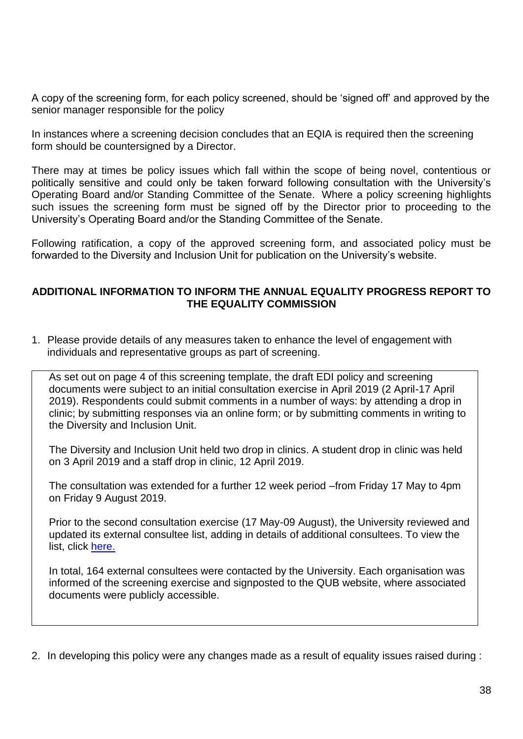A copy of the screening form, for each policy screened, should be 'signed off' and approved by the senior manager responsible for the policy

In instances where a screening decision concludes that an EQIA is required then the screening form should be countersigned by a Director.

There may at times be policy issues which fall within the scope of being novel, contentious or politically sensitive and could only be taken forward following consultation with the University's Operating Board and/or Standing Committee of the Senate. Where a policy screening highlights such issues the screening form must be signed off by the Director prior to proceeding to the University's Operating Board and/or the Standing Committee of the Senate.

Following ratification, a copy of the approved screening form, and associated policy must be forwarded to the Diversity and Inclusion Unit for publication on the University's website.

## ADDITIONAL INFORMATION TO INFORM THE ANNUAL EQUALITY PROGRESS REPORT TO THE EQUALITY COMMISSION

1. Please provide details of any measures taken to enhance the level of engagement with individuals and representative groups as part of screening.

| As set out on page 4 of this screening template, the draft EDI policy and screening documents were subject to an initial consultation exercise in April 2019 (2 April-17 April 2019). Respondents could submit comments in a number of ways: by attending a drop in clinic; by submitting responses via an online form; or by submitting comments in writing to the Diversity and Inclusion Unit.<br><br>The Diversity and Inclusion Unit held two drop in clinics. A student drop in clinic was held on 3 April 2019 and a staff drop in clinic, 12 April 2019.<br><br>The consultation was extended for a further 12 week period –from Friday 17 May to 4pm on Friday 9 August 2019.<br><br>Prior to the second consultation exercise (17 May-09 August), the University reviewed and updated its external consultee list, adding in details of additional consultees. To view the list, click here.<br><br>In total, 164 external consultees were contacted by the University. Each organisation was informed of the screening exercise and signposted to the QUB website, where associated documents were publicly accessible. |
|---|

2. In developing this policy were any changes made as a result of equality issues raised during :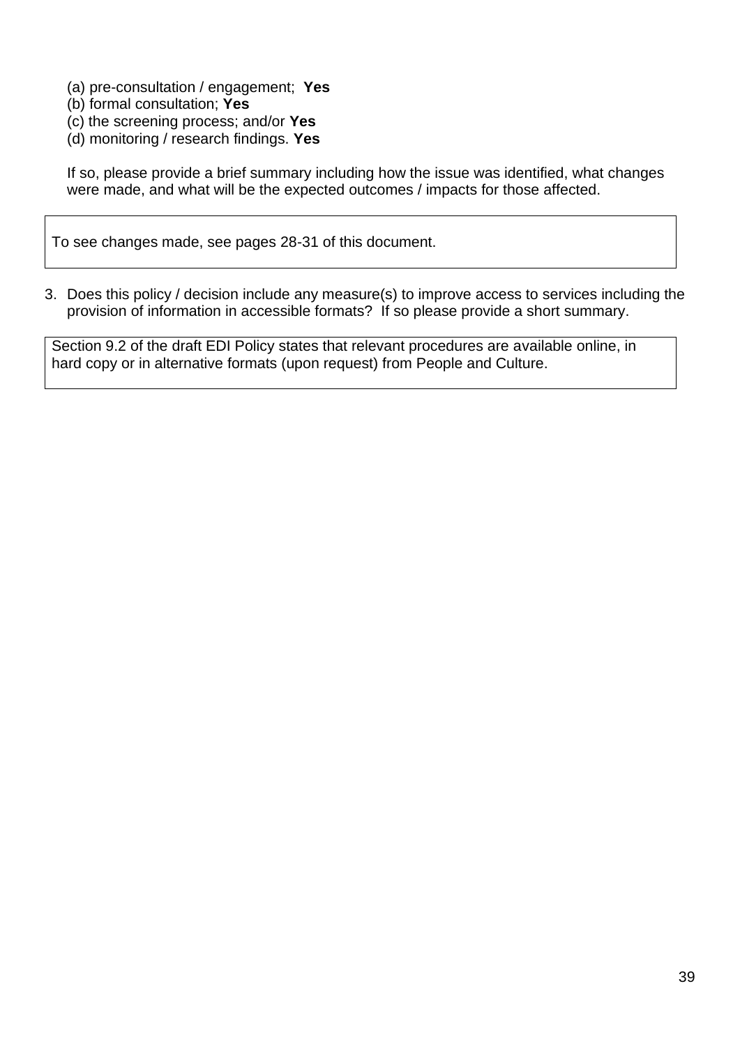(a) pre-consultation / engagement; **Yes**
(b) formal consultation; **Yes**
(c) the screening process; and/or **Yes**
(d) monitoring / research findings. **Yes**

If so, please provide a brief summary including how the issue was identified, what changes were made, and what will be the expected outcomes / impacts for those affected.

| To see changes made, see pages 28-31 of this document. |
|---|

3. Does this policy / decision include any measure(s) to improve access to services including the provision of information in accessible formats? If so please provide a short summary.

| Section 9.2 of the draft EDI Policy states that relevant procedures are available online, in hard copy or in alternative formats (upon request) from People and Culture. |
|---|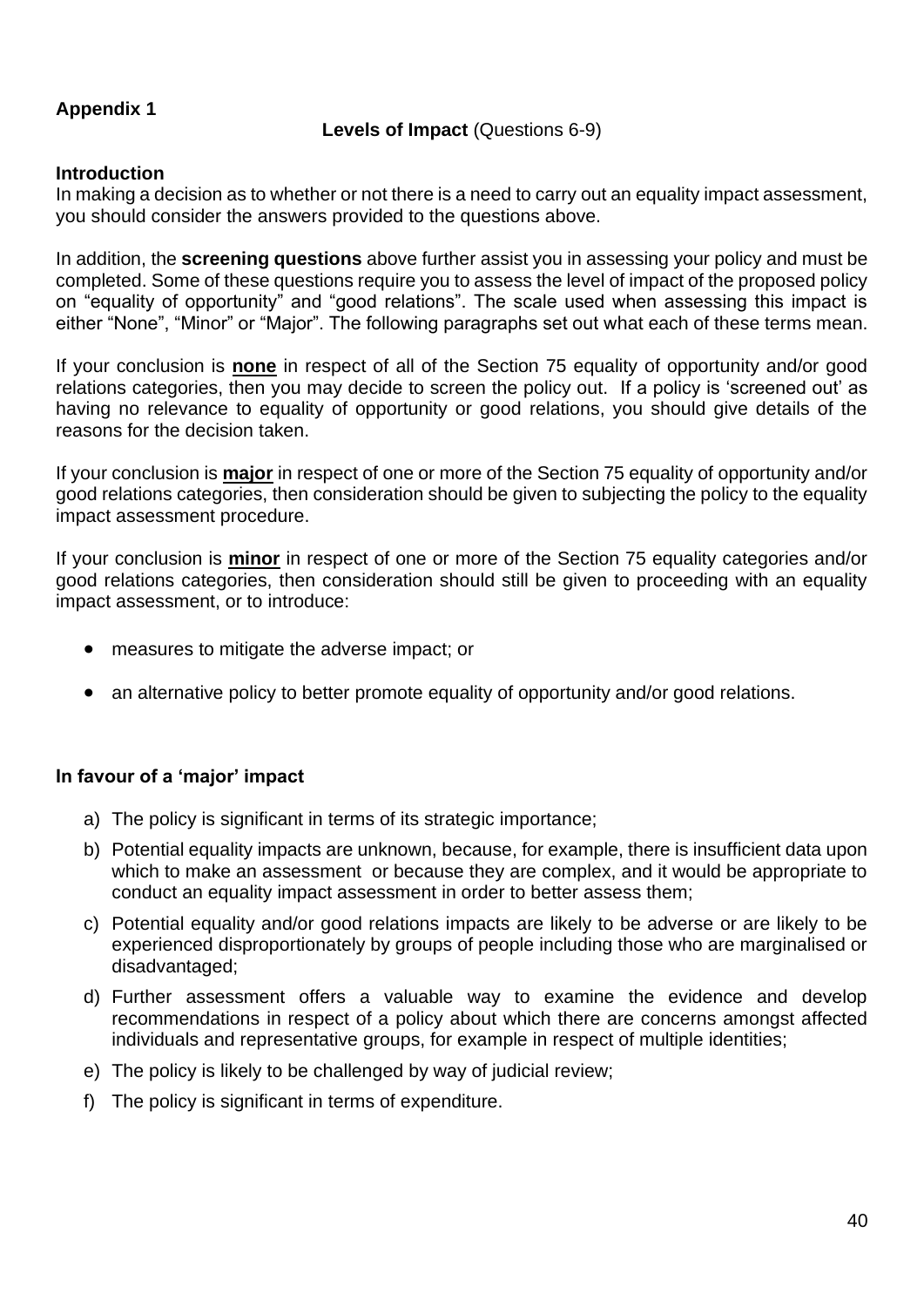## Appendix 1

**Levels of Impact** (Questions 6-9)

### Introduction

In making a decision as to whether or not there is a need to carry out an equality impact assessment, you should consider the answers provided to the questions above.

In addition, the **screening questions** above further assist you in assessing your policy and must be completed. Some of these questions require you to assess the level of impact of the proposed policy on "equality of opportunity" and "good relations". The scale used when assessing this impact is either "None", "Minor" or "Major". The following paragraphs set out what each of these terms mean.

If your conclusion is **none** in respect of all of the Section 75 equality of opportunity and/or good relations categories, then you may decide to screen the policy out. If a policy is 'screened out' as having no relevance to equality of opportunity or good relations, you should give details of the reasons for the decision taken.

If your conclusion is **major** in respect of one or more of the Section 75 equality of opportunity and/or good relations categories, then consideration should be given to subjecting the policy to the equality impact assessment procedure.

If your conclusion is **minor** in respect of one or more of the Section 75 equality categories and/or good relations categories, then consideration should still be given to proceeding with an equality impact assessment, or to introduce:

- measures to mitigate the adverse impact; or
- an alternative policy to better promote equality of opportunity and/or good relations.

### In favour of a 'major' impact

a) The policy is significant in terms of its strategic importance;

b) Potential equality impacts are unknown, because, for example, there is insufficient data upon which to make an assessment or because they are complex, and it would be appropriate to conduct an equality impact assessment in order to better assess them;

c) Potential equality and/or good relations impacts are likely to be adverse or are likely to be experienced disproportionately by groups of people including those who are marginalised or disadvantaged;

d) Further assessment offers a valuable way to examine the evidence and develop recommendations in respect of a policy about which there are concerns amongst affected individuals and representative groups, for example in respect of multiple identities;

e) The policy is likely to be challenged by way of judicial review;

f) The policy is significant in terms of expenditure.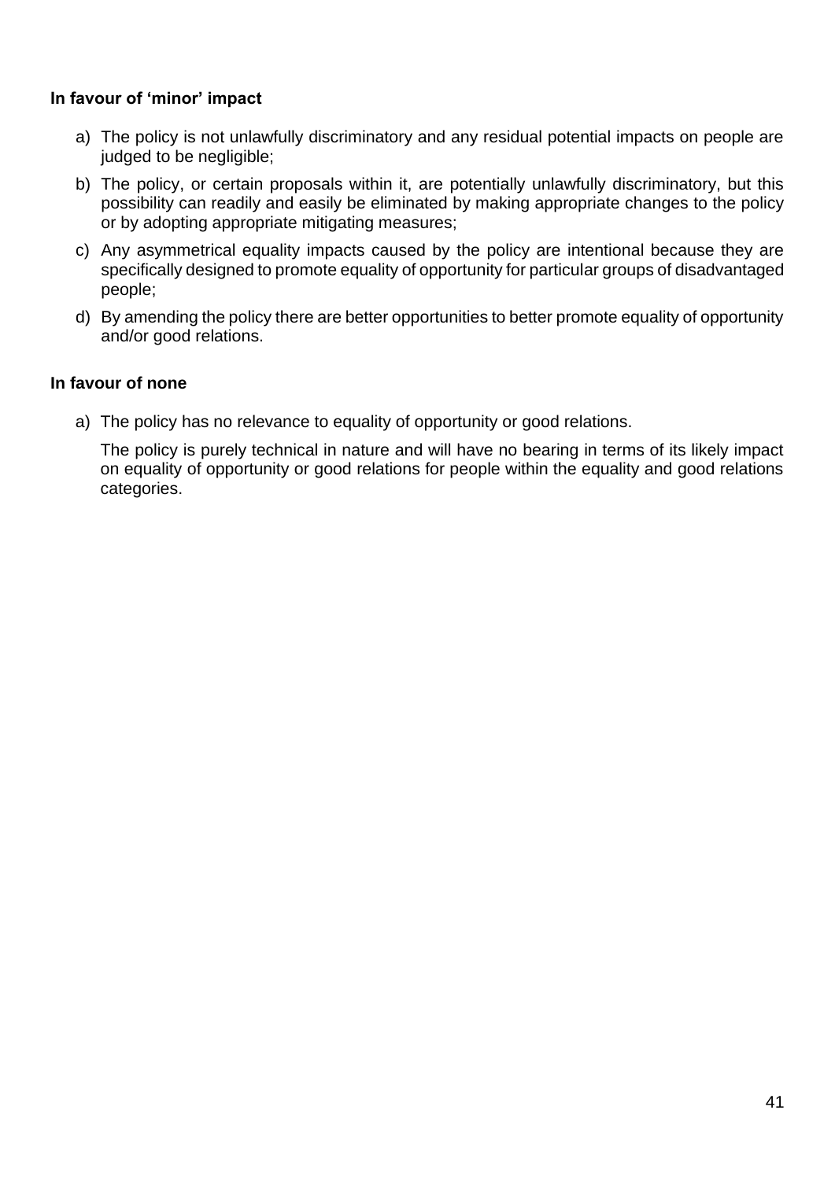**In favour of 'minor' impact**

a) The policy is not unlawfully discriminatory and any residual potential impacts on people are judged to be negligible;

b) The policy, or certain proposals within it, are potentially unlawfully discriminatory, but this possibility can readily and easily be eliminated by making appropriate changes to the policy or by adopting appropriate mitigating measures;

c) Any asymmetrical equality impacts caused by the policy are intentional because they are specifically designed to promote equality of opportunity for particular groups of disadvantaged people;

d) By amending the policy there are better opportunities to better promote equality of opportunity and/or good relations.

**In favour of none**

a) The policy has no relevance to equality of opportunity or good relations.

   The policy is purely technical in nature and will have no bearing in terms of its likely impact on equality of opportunity or good relations for people within the equality and good relations categories.